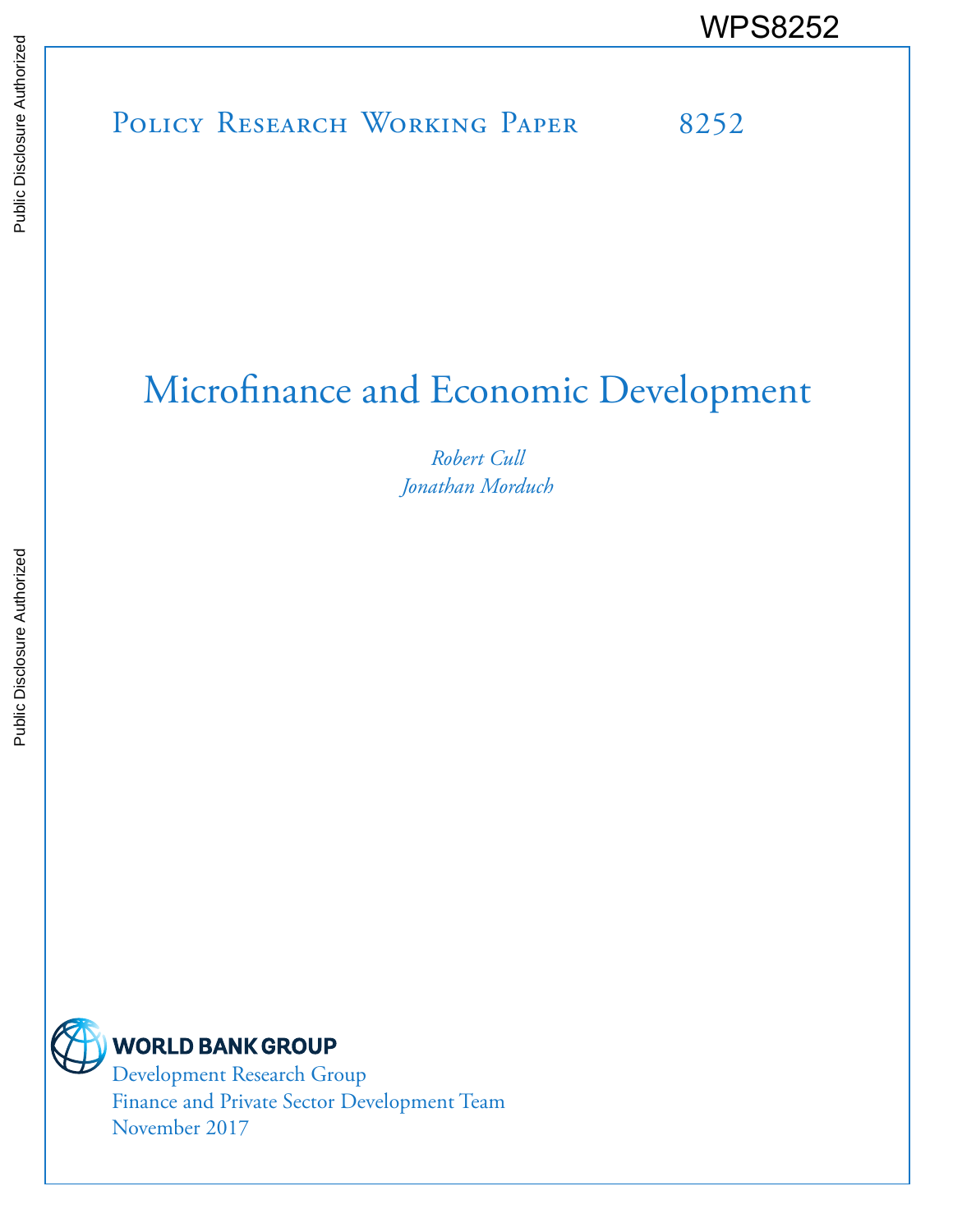WPS8252

Policy Research Working Paper 8252

# Microfinance and Economic Development

*Robert Cull*
*Jonathan Morduch*

WORLD BANK GROUP
Development Research Group
Finance and Private Sector Development Team
November 2017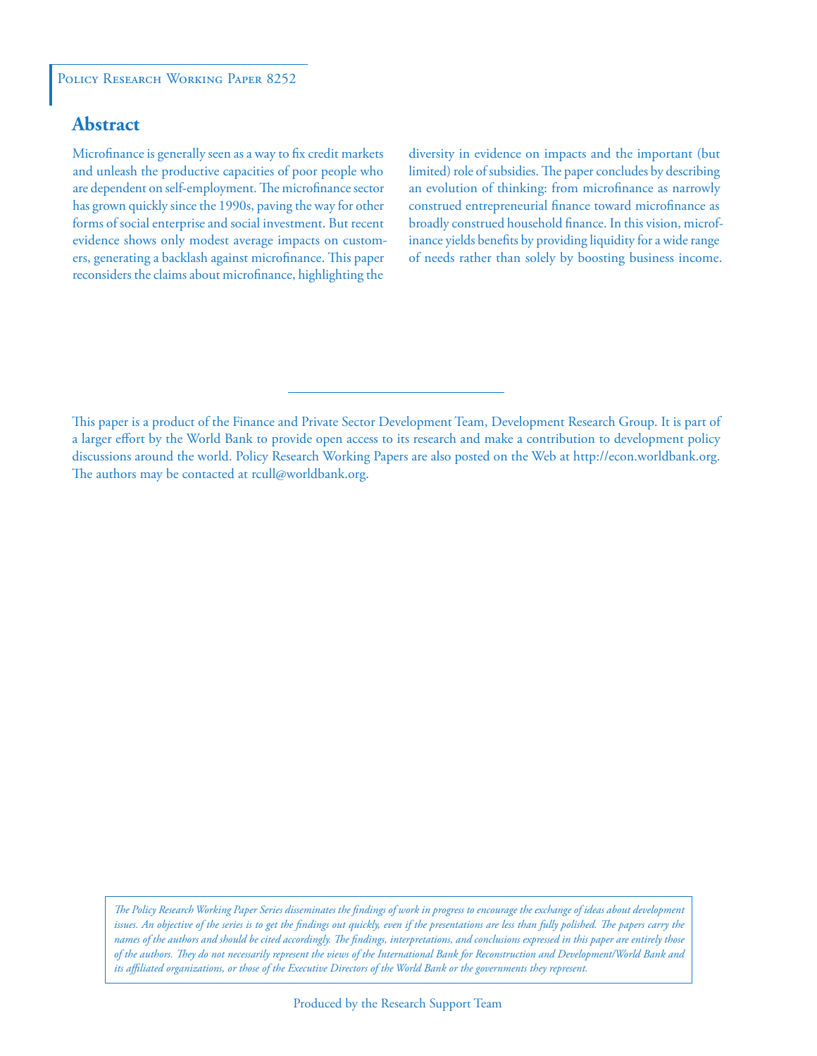Policy Research Working Paper 8252

## Abstract

Microfinance is generally seen as a way to fix credit markets and unleash the productive capacities of poor people who are dependent on self-employment. The microfinance sector has grown quickly since the 1990s, paving the way for other forms of social enterprise and social investment. But recent evidence shows only modest average impacts on customers, generating a backlash against microfinance. This paper reconsiders the claims about microfinance, highlighting the diversity in evidence on impacts and the important (but limited) role of subsidies. The paper concludes by describing an evolution of thinking: from microfinance as narrowly construed entrepreneurial finance toward microfinance as broadly construed household finance. In this vision, microfinance yields benefits by providing liquidity for a wide range of needs rather than solely by boosting business income.

This paper is a product of the Finance and Private Sector Development Team, Development Research Group. It is part of a larger effort by the World Bank to provide open access to its research and make a contribution to development policy discussions around the world. Policy Research Working Papers are also posted on the Web at http://econ.worldbank.org. The authors may be contacted at rcull@worldbank.org.

*The Policy Research Working Paper Series disseminates the findings of work in progress to encourage the exchange of ideas about development issues. An objective of the series is to get the findings out quickly, even if the presentations are less than fully polished. The papers carry the names of the authors and should be cited accordingly. The findings, interpretations, and conclusions expressed in this paper are entirely those of the authors. They do not necessarily represent the views of the International Bank for Reconstruction and Development/World Bank and its affiliated organizations, or those of the Executive Directors of the World Bank or the governments they represent.*

Produced by the Research Support Team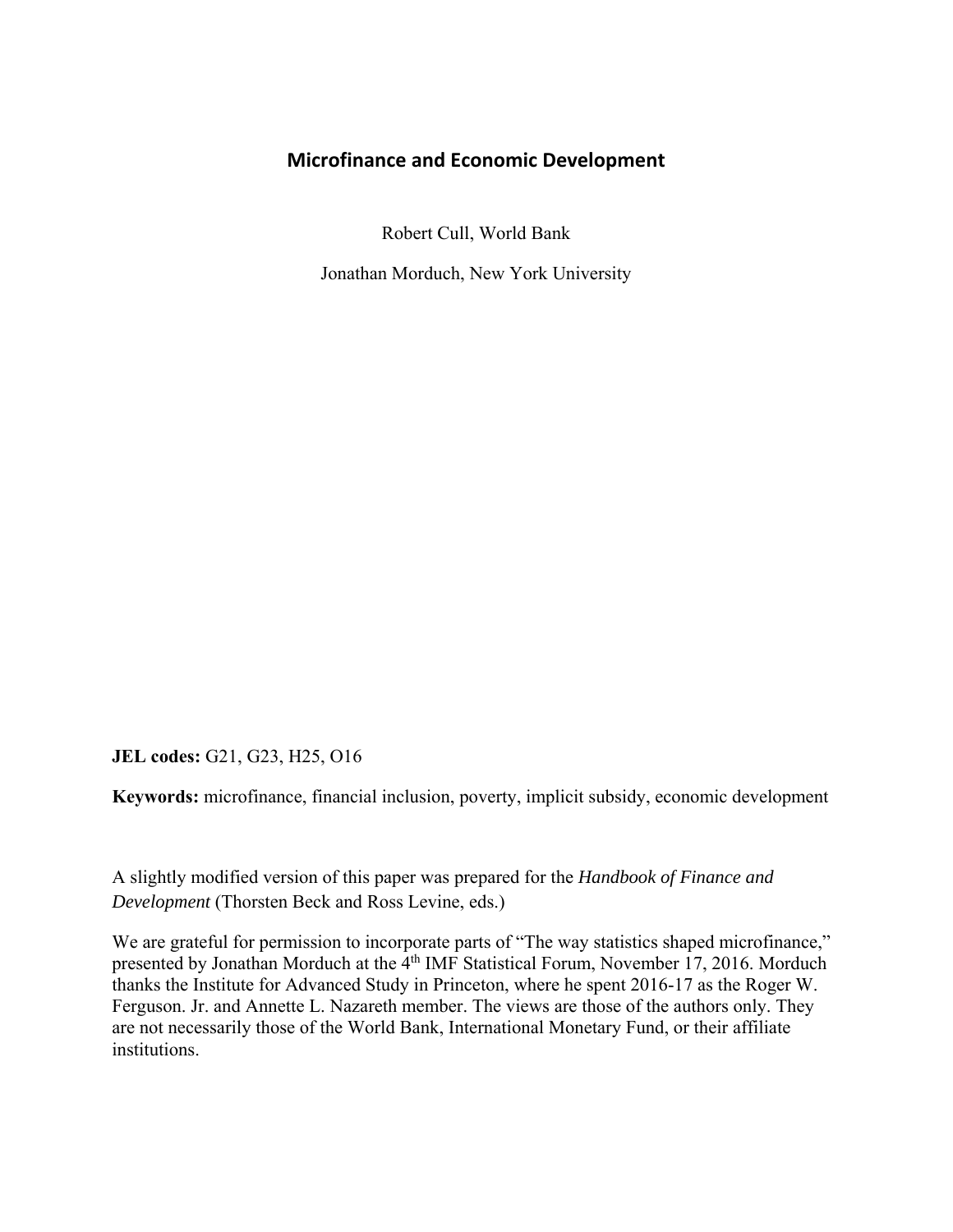# Microfinance and Economic Development

Robert Cull, World Bank

Jonathan Morduch, New York University

**JEL codes:** G21, G23, H25, O16

**Keywords:** microfinance, financial inclusion, poverty, implicit subsidy, economic development

A slightly modified version of this paper was prepared for the *Handbook of Finance and Development* (Thorsten Beck and Ross Levine, eds.)

We are grateful for permission to incorporate parts of "The way statistics shaped microfinance," presented by Jonathan Morduch at the 4th IMF Statistical Forum, November 17, 2016. Morduch thanks the Institute for Advanced Study in Princeton, where he spent 2016-17 as the Roger W. Ferguson. Jr. and Annette L. Nazareth member. The views are those of the authors only. They are not necessarily those of the World Bank, International Monetary Fund, or their affiliate institutions.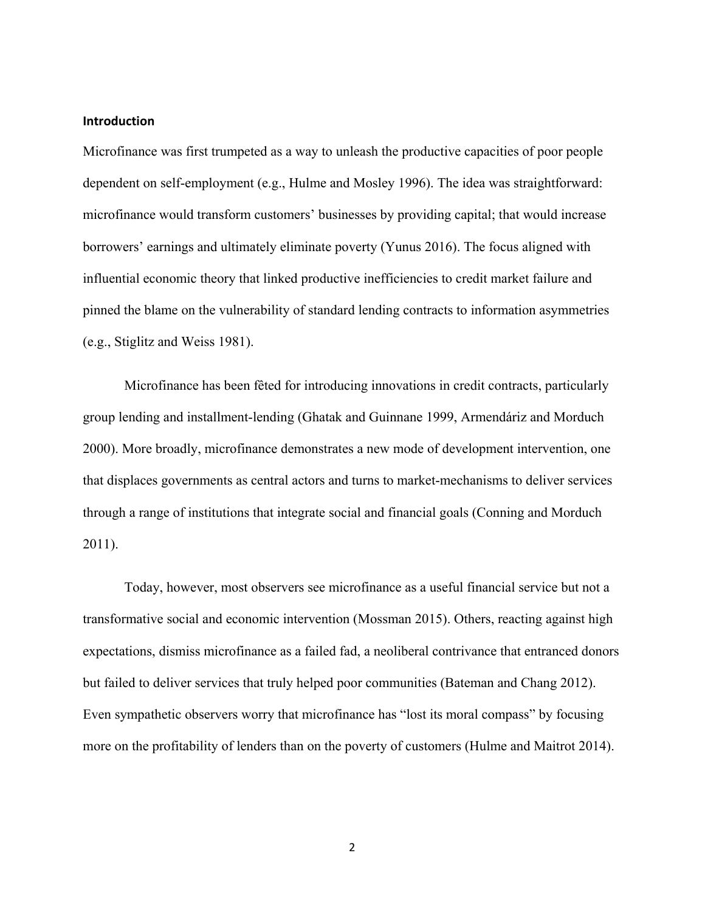## Introduction

Microfinance was first trumpeted as a way to unleash the productive capacities of poor people dependent on self-employment (e.g., Hulme and Mosley 1996). The idea was straightforward: microfinance would transform customers' businesses by providing capital; that would increase borrowers' earnings and ultimately eliminate poverty (Yunus 2016). The focus aligned with influential economic theory that linked productive inefficiencies to credit market failure and pinned the blame on the vulnerability of standard lending contracts to information asymmetries (e.g., Stiglitz and Weiss 1981).

Microfinance has been fêted for introducing innovations in credit contracts, particularly group lending and installment-lending (Ghatak and Guinnane 1999, Armendáriz and Morduch 2000). More broadly, microfinance demonstrates a new mode of development intervention, one that displaces governments as central actors and turns to market-mechanisms to deliver services through a range of institutions that integrate social and financial goals (Conning and Morduch 2011).

Today, however, most observers see microfinance as a useful financial service but not a transformative social and economic intervention (Mossman 2015). Others, reacting against high expectations, dismiss microfinance as a failed fad, a neoliberal contrivance that entranced donors but failed to deliver services that truly helped poor communities (Bateman and Chang 2012). Even sympathetic observers worry that microfinance has "lost its moral compass" by focusing more on the profitability of lenders than on the poverty of customers (Hulme and Maitrot 2014).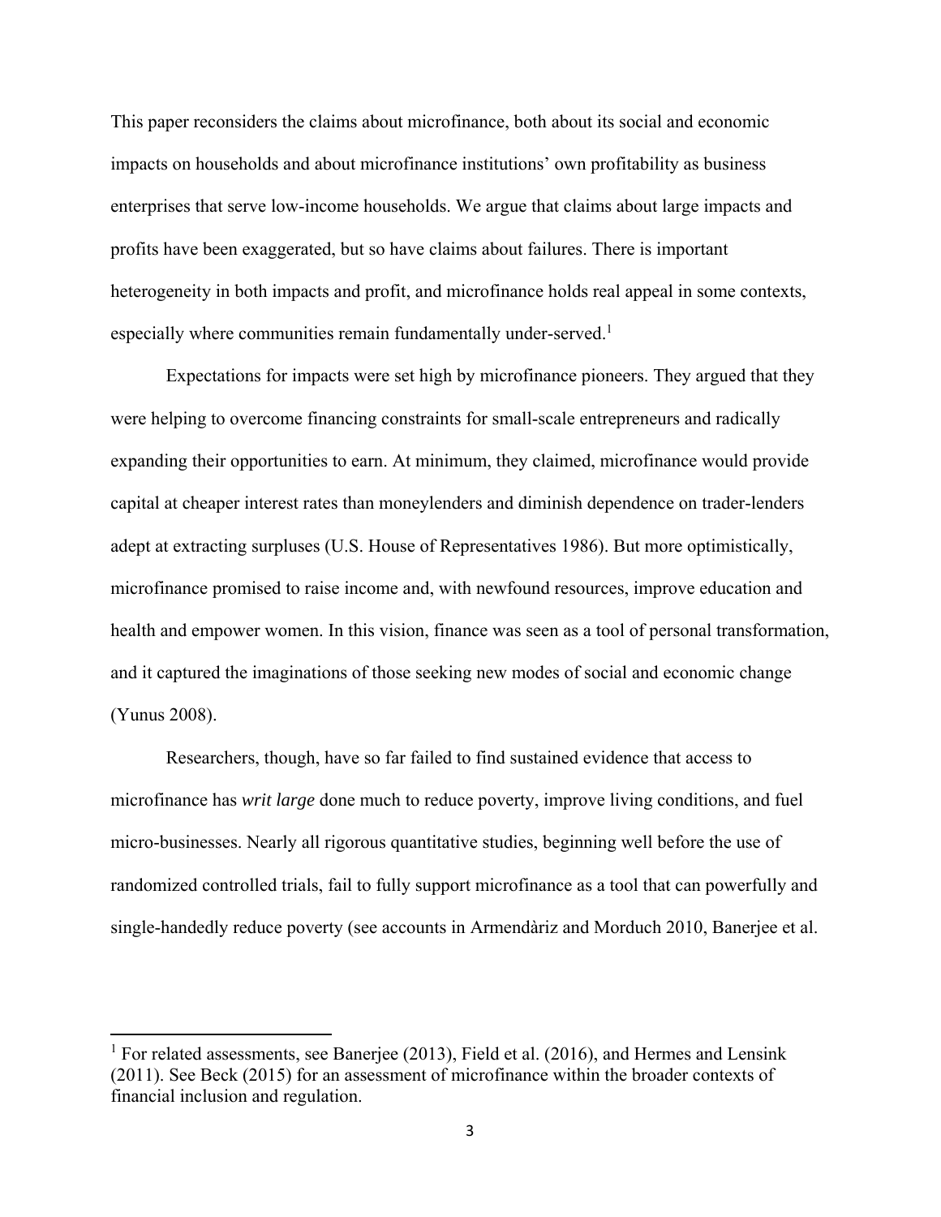This paper reconsiders the claims about microfinance, both about its social and economic impacts on households and about microfinance institutions' own profitability as business enterprises that serve low-income households. We argue that claims about large impacts and profits have been exaggerated, but so have claims about failures. There is important heterogeneity in both impacts and profit, and microfinance holds real appeal in some contexts, especially where communities remain fundamentally under-served.[1]

Expectations for impacts were set high by microfinance pioneers. They argued that they were helping to overcome financing constraints for small-scale entrepreneurs and radically expanding their opportunities to earn. At minimum, they claimed, microfinance would provide capital at cheaper interest rates than moneylenders and diminish dependence on trader-lenders adept at extracting surpluses (U.S. House of Representatives 1986). But more optimistically, microfinance promised to raise income and, with newfound resources, improve education and health and empower women. In this vision, finance was seen as a tool of personal transformation, and it captured the imaginations of those seeking new modes of social and economic change (Yunus 2008).

Researchers, though, have so far failed to find sustained evidence that access to microfinance has *writ large* done much to reduce poverty, improve living conditions, and fuel micro-businesses. Nearly all rigorous quantitative studies, beginning well before the use of randomized controlled trials, fail to fully support microfinance as a tool that can powerfully and single-handedly reduce poverty (see accounts in Armendàriz and Morduch 2010, Banerjee et al.

[1] For related assessments, see Banerjee (2013), Field et al. (2016), and Hermes and Lensink (2011). See Beck (2015) for an assessment of microfinance within the broader contexts of financial inclusion and regulation.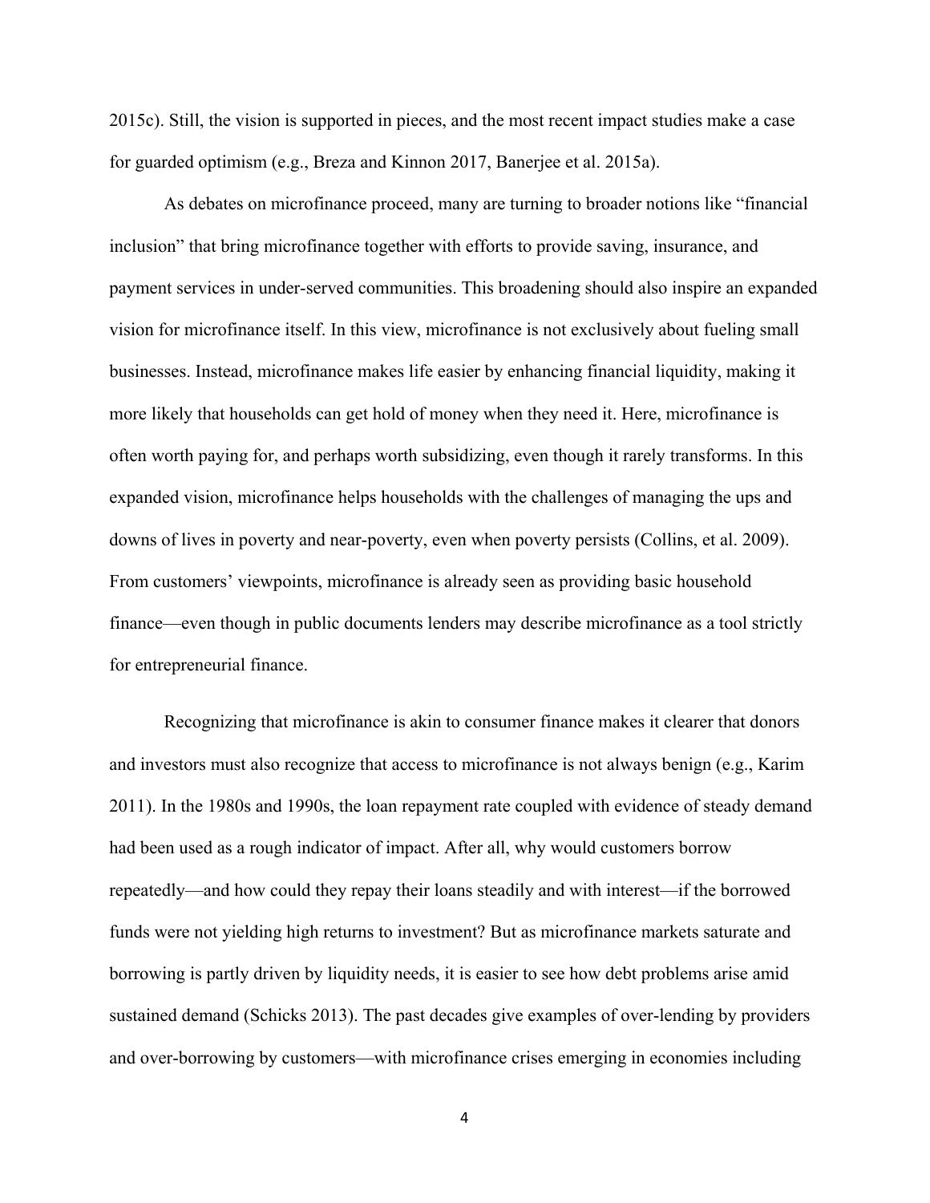2015c). Still, the vision is supported in pieces, and the most recent impact studies make a case for guarded optimism (e.g., Breza and Kinnon 2017, Banerjee et al. 2015a).

As debates on microfinance proceed, many are turning to broader notions like "financial inclusion" that bring microfinance together with efforts to provide saving, insurance, and payment services in under-served communities. This broadening should also inspire an expanded vision for microfinance itself. In this view, microfinance is not exclusively about fueling small businesses. Instead, microfinance makes life easier by enhancing financial liquidity, making it more likely that households can get hold of money when they need it. Here, microfinance is often worth paying for, and perhaps worth subsidizing, even though it rarely transforms. In this expanded vision, microfinance helps households with the challenges of managing the ups and downs of lives in poverty and near-poverty, even when poverty persists (Collins, et al. 2009). From customers' viewpoints, microfinance is already seen as providing basic household finance—even though in public documents lenders may describe microfinance as a tool strictly for entrepreneurial finance.

Recognizing that microfinance is akin to consumer finance makes it clearer that donors and investors must also recognize that access to microfinance is not always benign (e.g., Karim 2011). In the 1980s and 1990s, the loan repayment rate coupled with evidence of steady demand had been used as a rough indicator of impact. After all, why would customers borrow repeatedly—and how could they repay their loans steadily and with interest—if the borrowed funds were not yielding high returns to investment? But as microfinance markets saturate and borrowing is partly driven by liquidity needs, it is easier to see how debt problems arise amid sustained demand (Schicks 2013). The past decades give examples of over-lending by providers and over-borrowing by customers—with microfinance crises emerging in economies including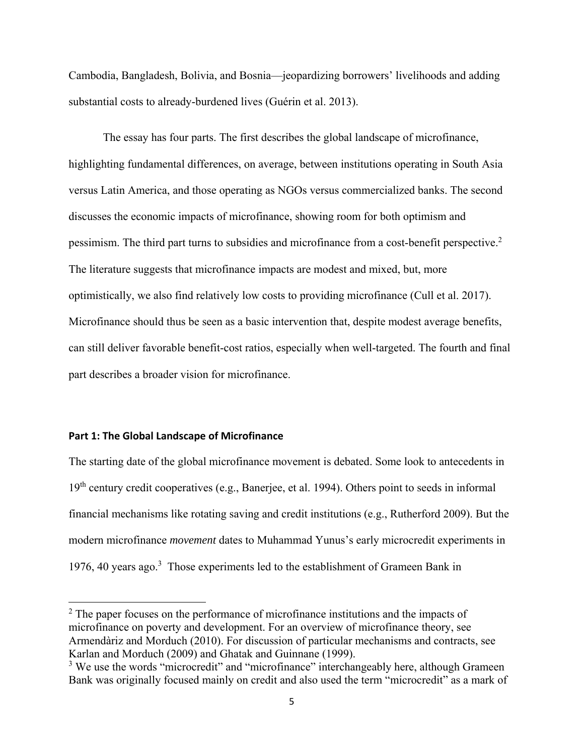Cambodia, Bangladesh, Bolivia, and Bosnia—jeopardizing borrowers' livelihoods and adding substantial costs to already-burdened lives (Guérin et al. 2013).

The essay has four parts. The first describes the global landscape of microfinance, highlighting fundamental differences, on average, between institutions operating in South Asia versus Latin America, and those operating as NGOs versus commercialized banks. The second discusses the economic impacts of microfinance, showing room for both optimism and pessimism. The third part turns to subsidies and microfinance from a cost-benefit perspective.[2] The literature suggests that microfinance impacts are modest and mixed, but, more optimistically, we also find relatively low costs to providing microfinance (Cull et al. 2017). Microfinance should thus be seen as a basic intervention that, despite modest average benefits, can still deliver favorable benefit-cost ratios, especially when well-targeted. The fourth and final part describes a broader vision for microfinance.

## Part 1: The Global Landscape of Microfinance

The starting date of the global microfinance movement is debated. Some look to antecedents in 19th century credit cooperatives (e.g., Banerjee, et al. 1994). Others point to seeds in informal financial mechanisms like rotating saving and credit institutions (e.g., Rutherford 2009). But the modern microfinance *movement* dates to Muhammad Yunus's early microcredit experiments in 1976, 40 years ago.[3] Those experiments led to the establishment of Grameen Bank in

---

[2] The paper focuses on the performance of microfinance institutions and the impacts of microfinance on poverty and development. For an overview of microfinance theory, see Armendàriz and Morduch (2010). For discussion of particular mechanisms and contracts, see Karlan and Morduch (2009) and Ghatak and Guinnane (1999).

[3] We use the words "microcredit" and "microfinance" interchangeably here, although Grameen Bank was originally focused mainly on credit and also used the term "microcredit" as a mark of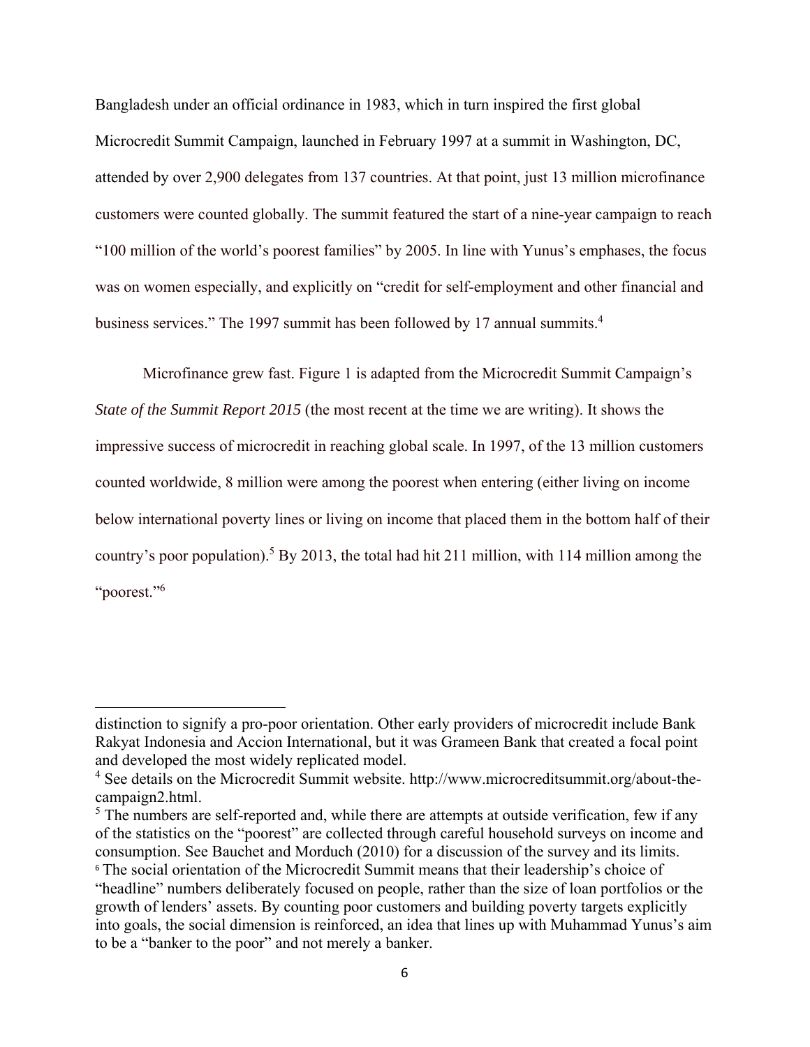Bangladesh under an official ordinance in 1983, which in turn inspired the first global Microcredit Summit Campaign, launched in February 1997 at a summit in Washington, DC, attended by over 2,900 delegates from 137 countries. At that point, just 13 million microfinance customers were counted globally. The summit featured the start of a nine-year campaign to reach "100 million of the world's poorest families" by 2005. In line with Yunus's emphases, the focus was on women especially, and explicitly on "credit for self-employment and other financial and business services." The 1997 summit has been followed by 17 annual summits.[4]

Microfinance grew fast. Figure 1 is adapted from the Microcredit Summit Campaign's *State of the Summit Report 2015* (the most recent at the time we are writing). It shows the impressive success of microcredit in reaching global scale. In 1997, of the 13 million customers counted worldwide, 8 million were among the poorest when entering (either living on income below international poverty lines or living on income that placed them in the bottom half of their country's poor population).[5] By 2013, the total had hit 211 million, with 114 million among the "poorest."[6]

---

distinction to signify a pro-poor orientation. Other early providers of microcredit include Bank Rakyat Indonesia and Accion International, but it was Grameen Bank that created a focal point and developed the most widely replicated model.

[4] See details on the Microcredit Summit website. http://www.microcreditsummit.org/about-the-campaign2.html.

[5] The numbers are self-reported and, while there are attempts at outside verification, few if any of the statistics on the "poorest" are collected through careful household surveys on income and consumption. See Bauchet and Morduch (2010) for a discussion of the survey and its limits.

[6] The social orientation of the Microcredit Summit means that their leadership's choice of "headline" numbers deliberately focused on people, rather than the size of loan portfolios or the growth of lenders' assets. By counting poor customers and building poverty targets explicitly into goals, the social dimension is reinforced, an idea that lines up with Muhammad Yunus's aim to be a "banker to the poor" and not merely a banker.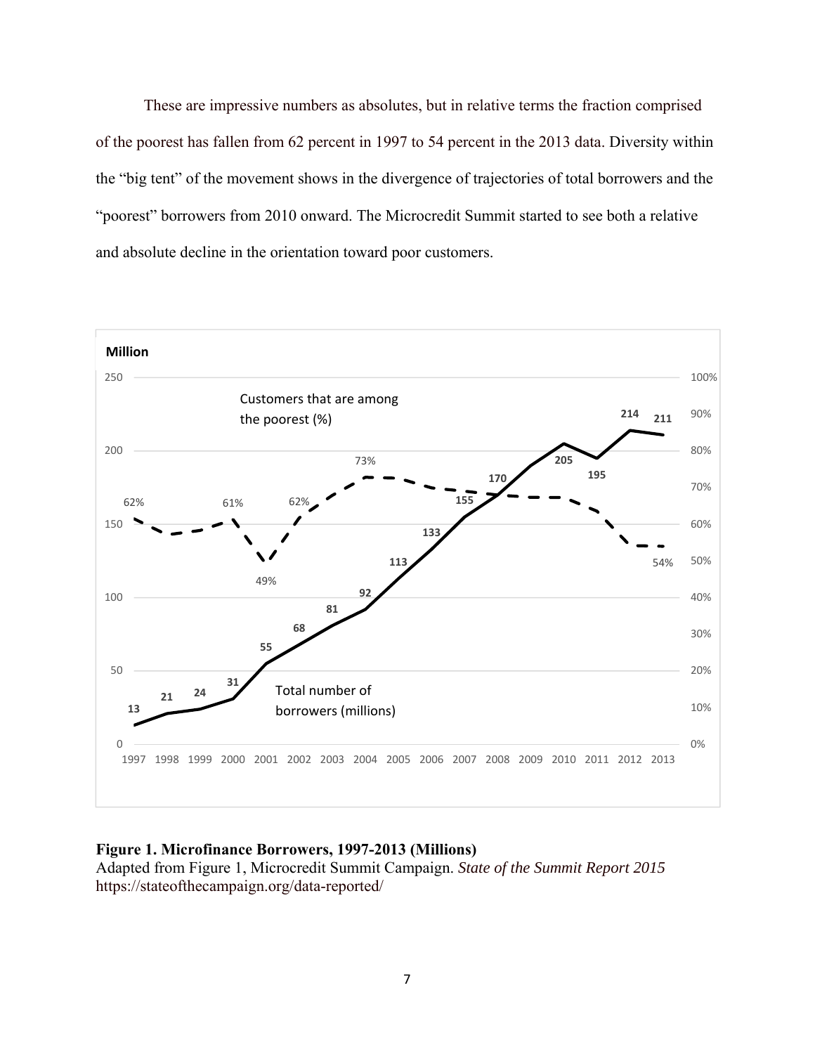These are impressive numbers as absolutes, but in relative terms the fraction comprised of the poorest has fallen from 62 percent in 1997 to 54 percent in the 2013 data. Diversity within the "big tent" of the movement shows in the divergence of trajectories of total borrowers and the "poorest" borrowers from 2010 onward. The Microcredit Summit started to see both a relative and absolute decline in the orientation toward poor customers.

**Figure 1. Microfinance Borrowers, 1997-2013 (Millions)**
Adapted from Figure 1, Microcredit Summit Campaign. *State of the Summit Report 2015* https://stateofthecampaign.org/data-reported/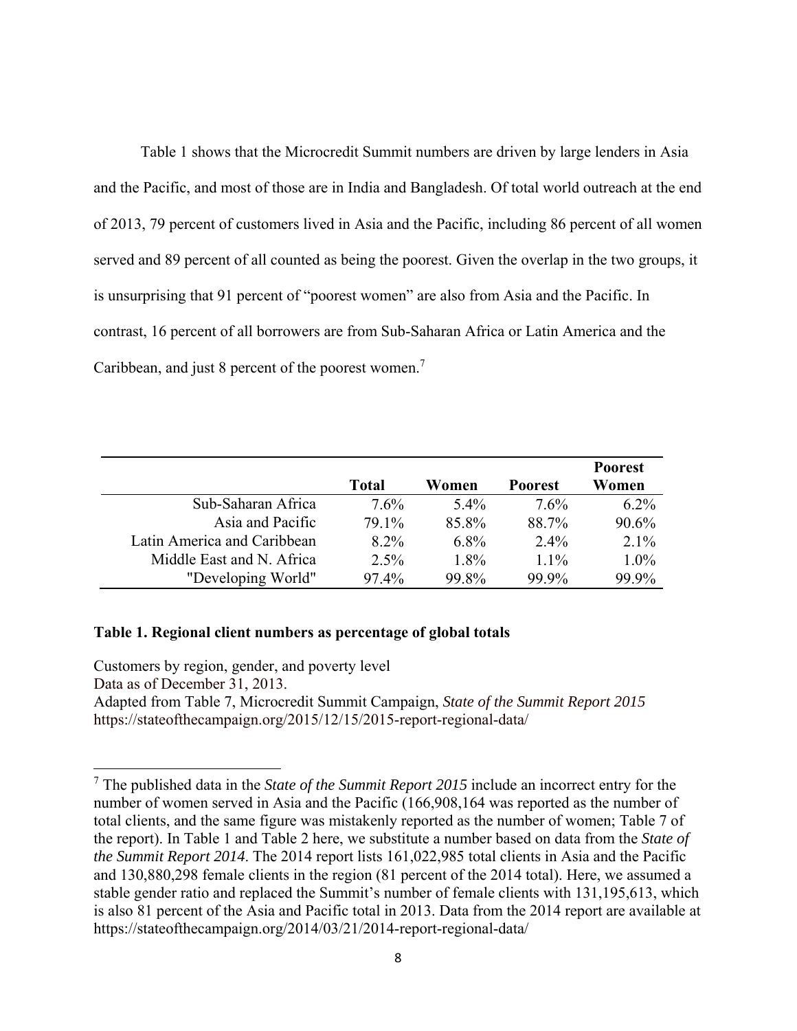Table 1 shows that the Microcredit Summit numbers are driven by large lenders in Asia and the Pacific, and most of those are in India and Bangladesh. Of total world outreach at the end of 2013, 79 percent of customers lived in Asia and the Pacific, including 86 percent of all women served and 89 percent of all counted as being the poorest. Given the overlap in the two groups, it is unsurprising that 91 percent of "poorest women" are also from Asia and the Pacific. In contrast, 16 percent of all borrowers are from Sub-Saharan Africa or Latin America and the Caribbean, and just 8 percent of the poorest women.[7]

| | Total | Women | Poorest | Poorest Women |
|---:|---:|---:|---:|---:|
| Sub-Saharan Africa | 7.6% | 5.4% | 7.6% | 6.2% |
| Asia and Pacific | 79.1% | 85.8% | 88.7% | 90.6% |
| Latin America and Caribbean | 8.2% | 6.8% | 2.4% | 2.1% |
| Middle East and N. Africa | 2.5% | 1.8% | 1.1% | 1.0% |
| "Developing World" | 97.4% | 99.8% | 99.9% | 99.9% |

**Table 1. Regional client numbers as percentage of global totals**

Customers by region, gender, and poverty level
Data as of December 31, 2013.
Adapted from Table 7, Microcredit Summit Campaign, *State of the Summit Report 2015*
https://stateofthecampaign.org/2015/12/15/2015-report-regional-data/

[7] The published data in the *State of the Summit Report 2015* include an incorrect entry for the number of women served in Asia and the Pacific (166,908,164 was reported as the number of total clients, and the same figure was mistakenly reported as the number of women; Table 7 of the report). In Table 1 and Table 2 here, we substitute a number based on data from the *State of the Summit Report 2014*. The 2014 report lists 161,022,985 total clients in Asia and the Pacific and 130,880,298 female clients in the region (81 percent of the 2014 total). Here, we assumed a stable gender ratio and replaced the Summit's number of female clients with 131,195,613, which is also 81 percent of the Asia and Pacific total in 2013. Data from the 2014 report are available at https://stateofthecampaign.org/2014/03/21/2014-report-regional-data/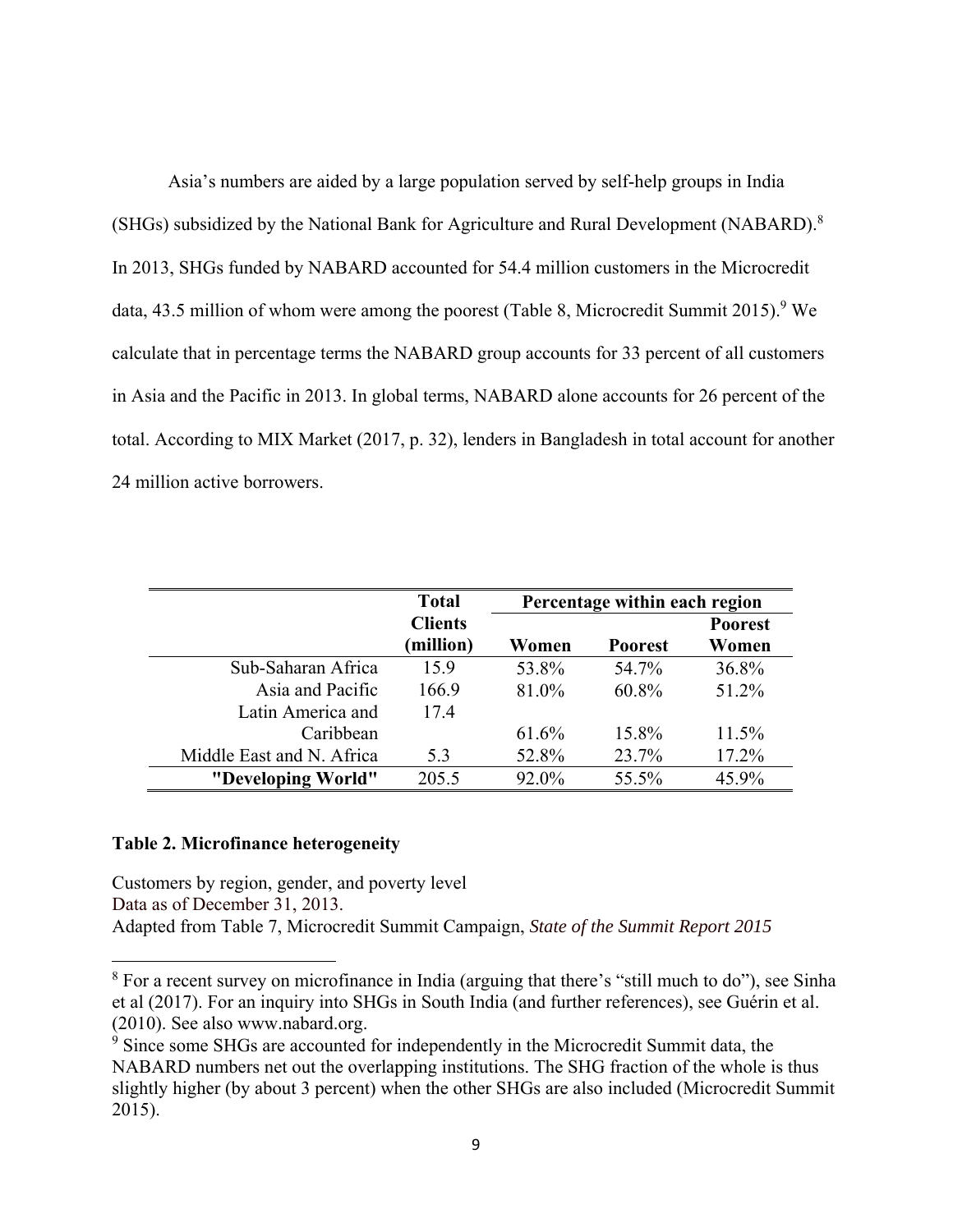Asia's numbers are aided by a large population served by self-help groups in India (SHGs) subsidized by the National Bank for Agriculture and Rural Development (NABARD).[8] In 2013, SHGs funded by NABARD accounted for 54.4 million customers in the Microcredit data, 43.5 million of whom were among the poorest (Table 8, Microcredit Summit 2015).[9] We calculate that in percentage terms the NABARD group accounts for 33 percent of all customers in Asia and the Pacific in 2013. In global terms, NABARD alone accounts for 26 percent of the total. According to MIX Market (2017, p. 32), lenders in Bangladesh in total account for another 24 million active borrowers.

| | **Total Clients (million)** | **Percentage within each region** | | |
|---|---|---|---|---|
| | | **Women** | **Poorest** | **Poorest Women** |
| Sub-Saharan Africa | 15.9 | 53.8% | 54.7% | 36.8% |
| Asia and Pacific | 166.9 | 81.0% | 60.8% | 51.2% |
| Latin America and Caribbean | 17.4 | 61.6% | 15.8% | 11.5% |
| Middle East and N. Africa | 5.3 | 52.8% | 23.7% | 17.2% |
| **"Developing World"** | 205.5 | 92.0% | 55.5% | 45.9% |

**Table 2. Microfinance heterogeneity**

Customers by region, gender, and poverty level
Data as of December 31, 2013.
Adapted from Table 7, Microcredit Summit Campaign, *State of the Summit Report 2015*

---

[8] For a recent survey on microfinance in India (arguing that there's "still much to do"), see Sinha et al (2017). For an inquiry into SHGs in South India (and further references), see Guérin et al. (2010). See also www.nabard.org.

[9] Since some SHGs are accounted for independently in the Microcredit Summit data, the NABARD numbers net out the overlapping institutions. The SHG fraction of the whole is thus slightly higher (by about 3 percent) when the other SHGs are also included (Microcredit Summit 2015).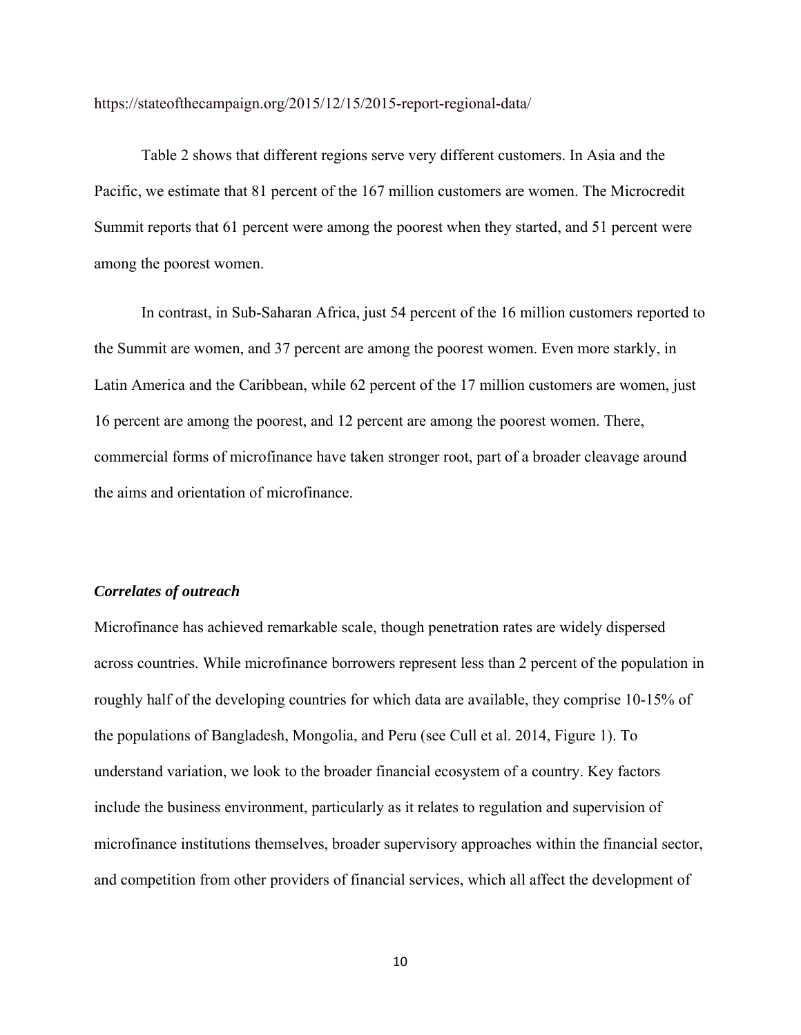https://stateofthecampaign.org/2015/12/15/2015-report-regional-data/

Table 2 shows that different regions serve very different customers. In Asia and the Pacific, we estimate that 81 percent of the 167 million customers are women. The Microcredit Summit reports that 61 percent were among the poorest when they started, and 51 percent were among the poorest women.

In contrast, in Sub-Saharan Africa, just 54 percent of the 16 million customers reported to the Summit are women, and 37 percent are among the poorest women. Even more starkly, in Latin America and the Caribbean, while 62 percent of the 17 million customers are women, just 16 percent are among the poorest, and 12 percent are among the poorest women. There, commercial forms of microfinance have taken stronger root, part of a broader cleavage around the aims and orientation of microfinance.

### *Correlates of outreach*

Microfinance has achieved remarkable scale, though penetration rates are widely dispersed across countries. While microfinance borrowers represent less than 2 percent of the population in roughly half of the developing countries for which data are available, they comprise 10-15% of the populations of Bangladesh, Mongolia, and Peru (see Cull et al. 2014, Figure 1). To understand variation, we look to the broader financial ecosystem of a country. Key factors include the business environment, particularly as it relates to regulation and supervision of microfinance institutions themselves, broader supervisory approaches within the financial sector, and competition from other providers of financial services, which all affect the development of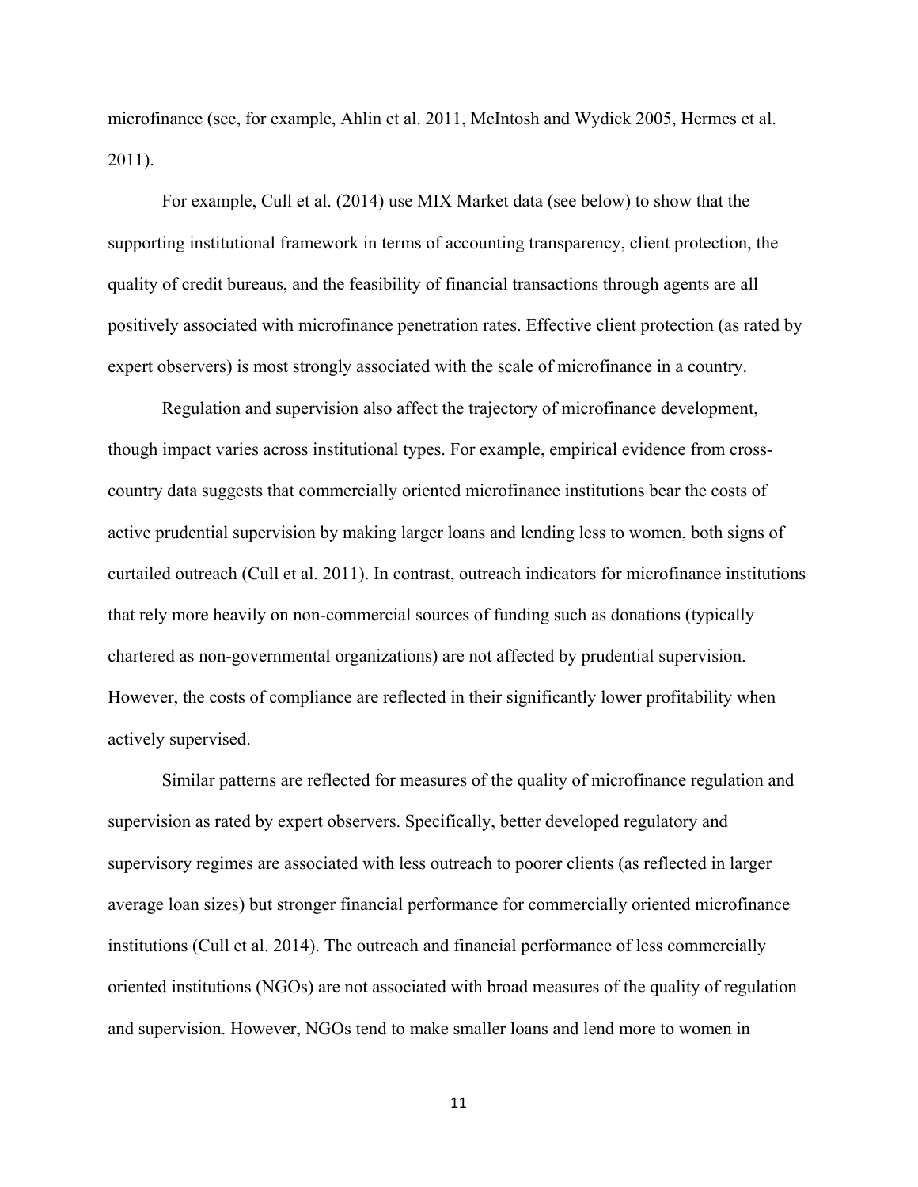microfinance (see, for example, Ahlin et al. 2011, McIntosh and Wydick 2005, Hermes et al. 2011).

For example, Cull et al. (2014) use MIX Market data (see below) to show that the supporting institutional framework in terms of accounting transparency, client protection, the quality of credit bureaus, and the feasibility of financial transactions through agents are all positively associated with microfinance penetration rates. Effective client protection (as rated by expert observers) is most strongly associated with the scale of microfinance in a country.

Regulation and supervision also affect the trajectory of microfinance development, though impact varies across institutional types. For example, empirical evidence from cross-country data suggests that commercially oriented microfinance institutions bear the costs of active prudential supervision by making larger loans and lending less to women, both signs of curtailed outreach (Cull et al. 2011). In contrast, outreach indicators for microfinance institutions that rely more heavily on non-commercial sources of funding such as donations (typically chartered as non-governmental organizations) are not affected by prudential supervision. However, the costs of compliance are reflected in their significantly lower profitability when actively supervised.

Similar patterns are reflected for measures of the quality of microfinance regulation and supervision as rated by expert observers. Specifically, better developed regulatory and supervisory regimes are associated with less outreach to poorer clients (as reflected in larger average loan sizes) but stronger financial performance for commercially oriented microfinance institutions (Cull et al. 2014). The outreach and financial performance of less commercially oriented institutions (NGOs) are not associated with broad measures of the quality of regulation and supervision. However, NGOs tend to make smaller loans and lend more to women in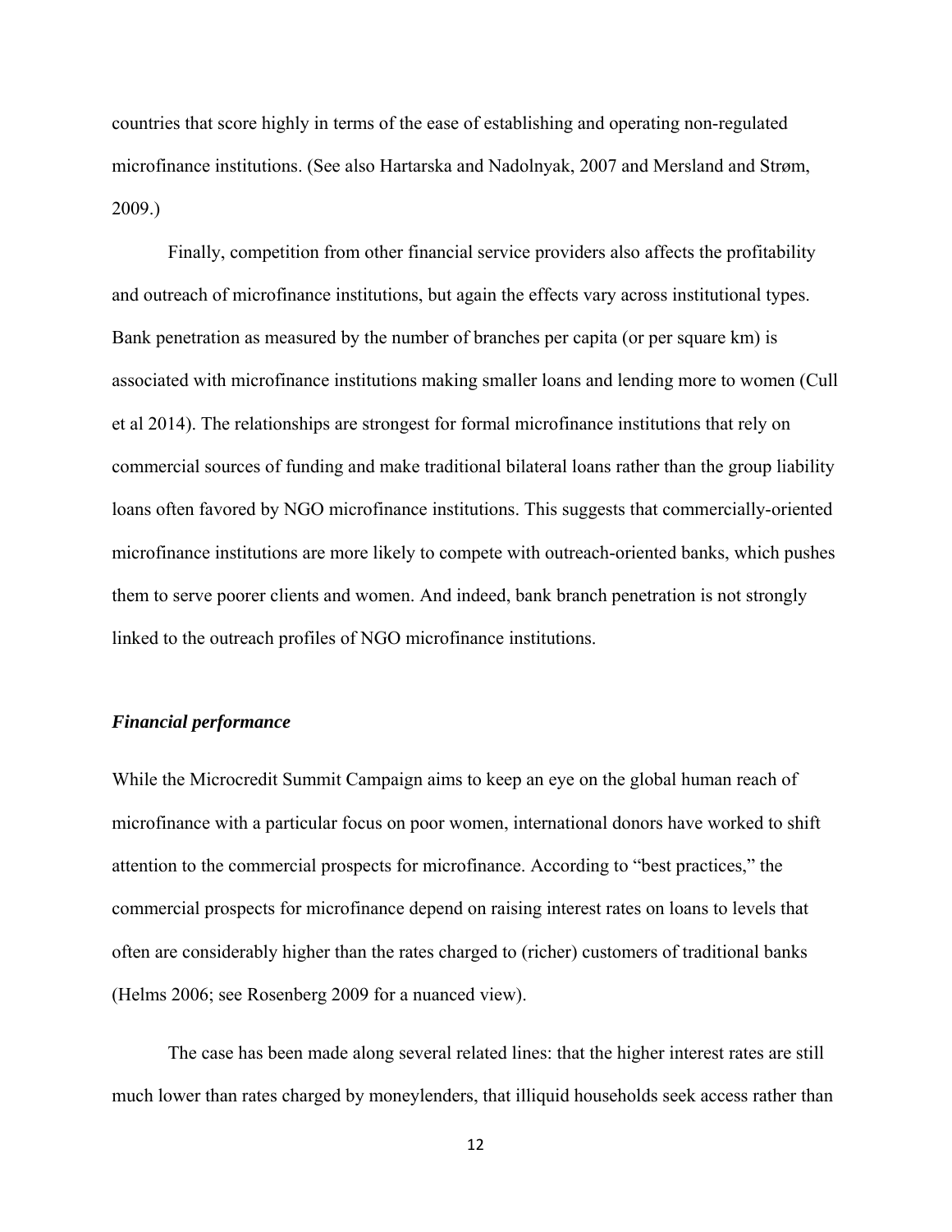countries that score highly in terms of the ease of establishing and operating non-regulated microfinance institutions. (See also Hartarska and Nadolnyak, 2007 and Mersland and Strøm, 2009.)

Finally, competition from other financial service providers also affects the profitability and outreach of microfinance institutions, but again the effects vary across institutional types. Bank penetration as measured by the number of branches per capita (or per square km) is associated with microfinance institutions making smaller loans and lending more to women (Cull et al 2014). The relationships are strongest for formal microfinance institutions that rely on commercial sources of funding and make traditional bilateral loans rather than the group liability loans often favored by NGO microfinance institutions. This suggests that commercially-oriented microfinance institutions are more likely to compete with outreach-oriented banks, which pushes them to serve poorer clients and women. And indeed, bank branch penetration is not strongly linked to the outreach profiles of NGO microfinance institutions.

### *Financial performance*

While the Microcredit Summit Campaign aims to keep an eye on the global human reach of microfinance with a particular focus on poor women, international donors have worked to shift attention to the commercial prospects for microfinance. According to "best practices," the commercial prospects for microfinance depend on raising interest rates on loans to levels that often are considerably higher than the rates charged to (richer) customers of traditional banks (Helms 2006; see Rosenberg 2009 for a nuanced view).

The case has been made along several related lines: that the higher interest rates are still much lower than rates charged by moneylenders, that illiquid households seek access rather than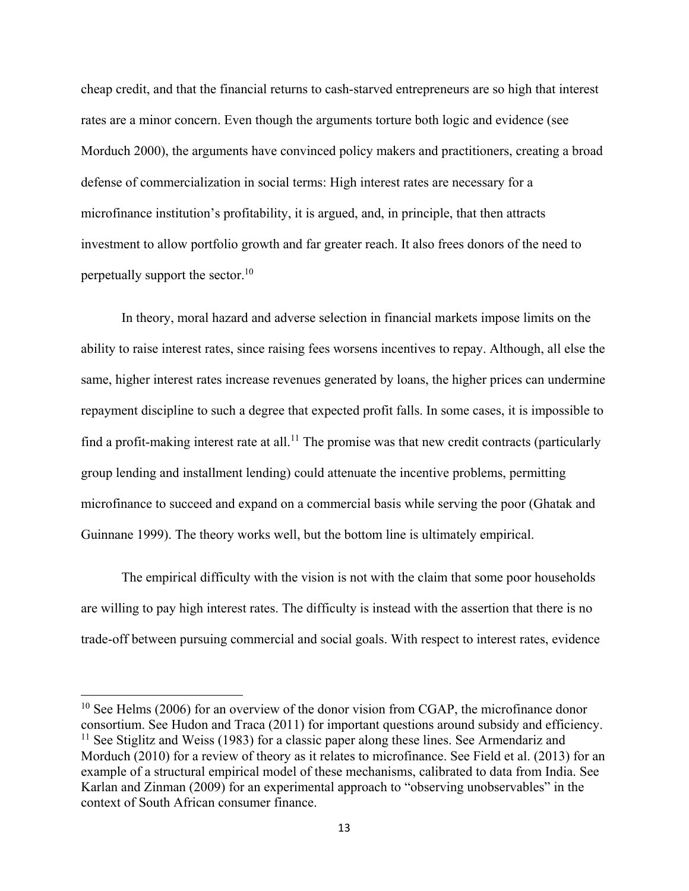cheap credit, and that the financial returns to cash-starved entrepreneurs are so high that interest rates are a minor concern. Even though the arguments torture both logic and evidence (see Morduch 2000), the arguments have convinced policy makers and practitioners, creating a broad defense of commercialization in social terms: High interest rates are necessary for a microfinance institution's profitability, it is argued, and, in principle, that then attracts investment to allow portfolio growth and far greater reach. It also frees donors of the need to perpetually support the sector.[10]

In theory, moral hazard and adverse selection in financial markets impose limits on the ability to raise interest rates, since raising fees worsens incentives to repay. Although, all else the same, higher interest rates increase revenues generated by loans, the higher prices can undermine repayment discipline to such a degree that expected profit falls. In some cases, it is impossible to find a profit-making interest rate at all.[11] The promise was that new credit contracts (particularly group lending and installment lending) could attenuate the incentive problems, permitting microfinance to succeed and expand on a commercial basis while serving the poor (Ghatak and Guinnane 1999). The theory works well, but the bottom line is ultimately empirical.

The empirical difficulty with the vision is not with the claim that some poor households are willing to pay high interest rates. The difficulty is instead with the assertion that there is no trade-off between pursuing commercial and social goals. With respect to interest rates, evidence

---

[10] See Helms (2006) for an overview of the donor vision from CGAP, the microfinance donor consortium. See Hudon and Traca (2011) for important questions around subsidy and efficiency.

[11] See Stiglitz and Weiss (1983) for a classic paper along these lines. See Armendariz and Morduch (2010) for a review of theory as it relates to microfinance. See Field et al. (2013) for an example of a structural empirical model of these mechanisms, calibrated to data from India. See Karlan and Zinman (2009) for an experimental approach to "observing unobservables" in the context of South African consumer finance.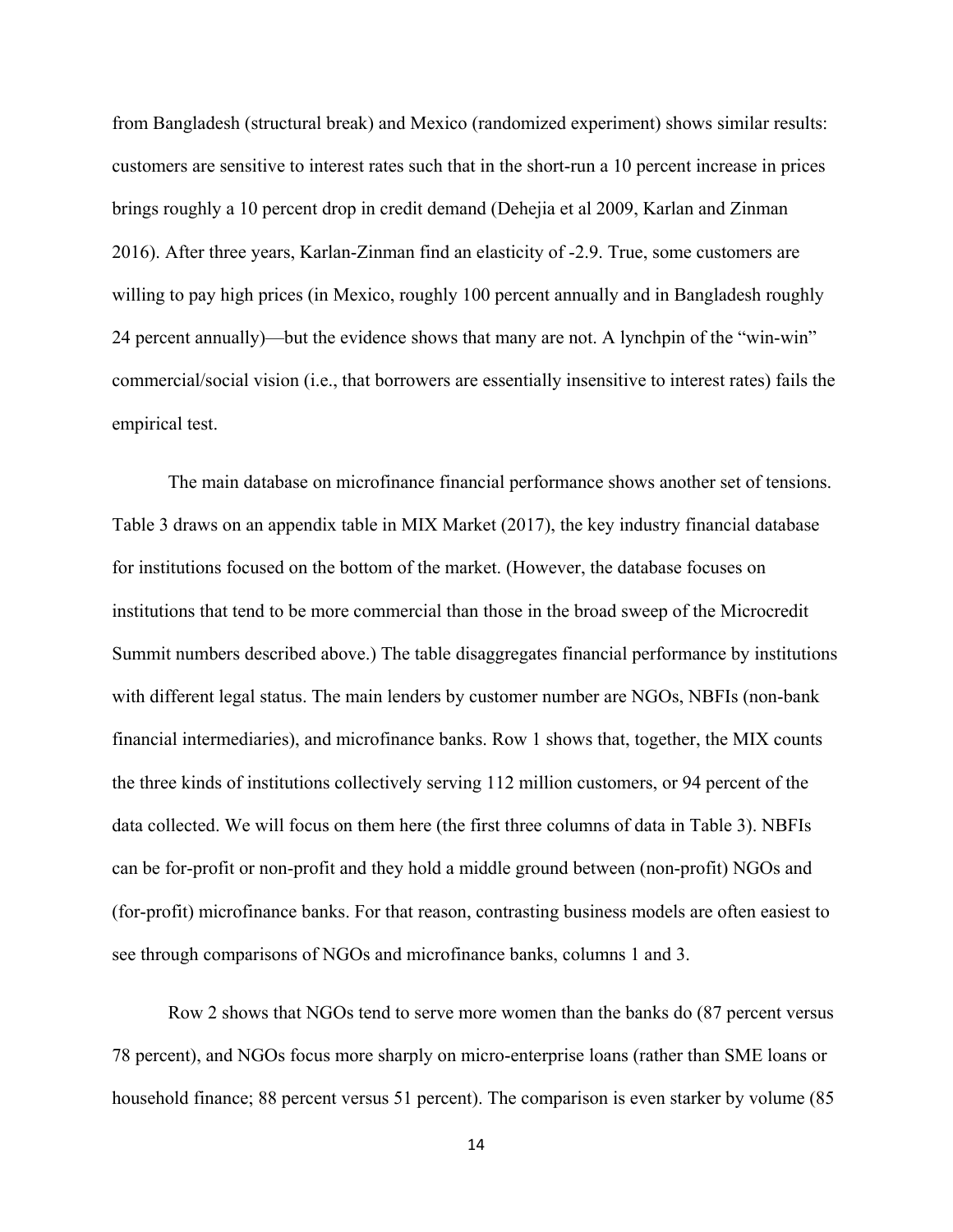from Bangladesh (structural break) and Mexico (randomized experiment) shows similar results: customers are sensitive to interest rates such that in the short-run a 10 percent increase in prices brings roughly a 10 percent drop in credit demand (Dehejia et al 2009, Karlan and Zinman 2016). After three years, Karlan-Zinman find an elasticity of -2.9. True, some customers are willing to pay high prices (in Mexico, roughly 100 percent annually and in Bangladesh roughly 24 percent annually)—but the evidence shows that many are not. A lynchpin of the "win-win" commercial/social vision (i.e., that borrowers are essentially insensitive to interest rates) fails the empirical test.

The main database on microfinance financial performance shows another set of tensions. Table 3 draws on an appendix table in MIX Market (2017), the key industry financial database for institutions focused on the bottom of the market. (However, the database focuses on institutions that tend to be more commercial than those in the broad sweep of the Microcredit Summit numbers described above.) The table disaggregates financial performance by institutions with different legal status. The main lenders by customer number are NGOs, NBFIs (non-bank financial intermediaries), and microfinance banks. Row 1 shows that, together, the MIX counts the three kinds of institutions collectively serving 112 million customers, or 94 percent of the data collected. We will focus on them here (the first three columns of data in Table 3). NBFIs can be for-profit or non-profit and they hold a middle ground between (non-profit) NGOs and (for-profit) microfinance banks. For that reason, contrasting business models are often easiest to see through comparisons of NGOs and microfinance banks, columns 1 and 3.

Row 2 shows that NGOs tend to serve more women than the banks do (87 percent versus 78 percent), and NGOs focus more sharply on micro-enterprise loans (rather than SME loans or household finance; 88 percent versus 51 percent). The comparison is even starker by volume (85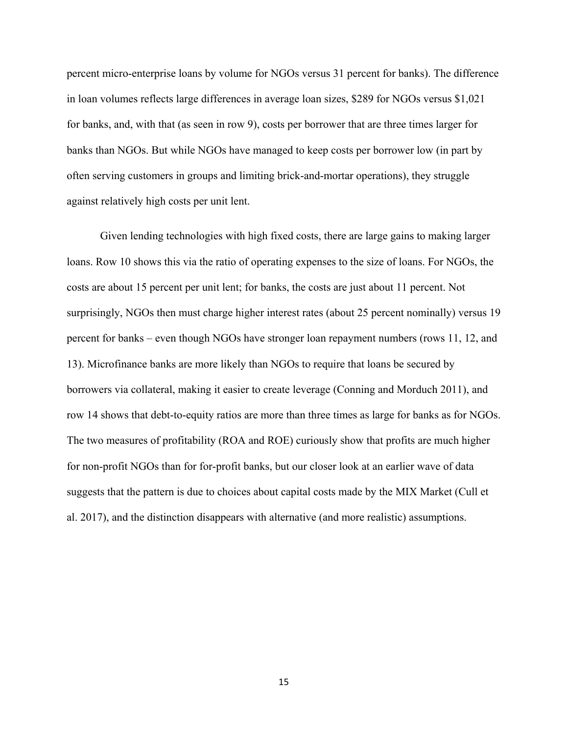percent micro-enterprise loans by volume for NGOs versus 31 percent for banks). The difference in loan volumes reflects large differences in average loan sizes, $289 for NGOs versus $1,021 for banks, and, with that (as seen in row 9), costs per borrower that are three times larger for banks than NGOs. But while NGOs have managed to keep costs per borrower low (in part by often serving customers in groups and limiting brick-and-mortar operations), they struggle against relatively high costs per unit lent.

Given lending technologies with high fixed costs, there are large gains to making larger loans. Row 10 shows this via the ratio of operating expenses to the size of loans. For NGOs, the costs are about 15 percent per unit lent; for banks, the costs are just about 11 percent. Not surprisingly, NGOs then must charge higher interest rates (about 25 percent nominally) versus 19 percent for banks – even though NGOs have stronger loan repayment numbers (rows 11, 12, and 13). Microfinance banks are more likely than NGOs to require that loans be secured by borrowers via collateral, making it easier to create leverage (Conning and Morduch 2011), and row 14 shows that debt-to-equity ratios are more than three times as large for banks as for NGOs. The two measures of profitability (ROA and ROE) curiously show that profits are much higher for non-profit NGOs than for for-profit banks, but our closer look at an earlier wave of data suggests that the pattern is due to choices about capital costs made by the MIX Market (Cull et al. 2017), and the distinction disappears with alternative (and more realistic) assumptions.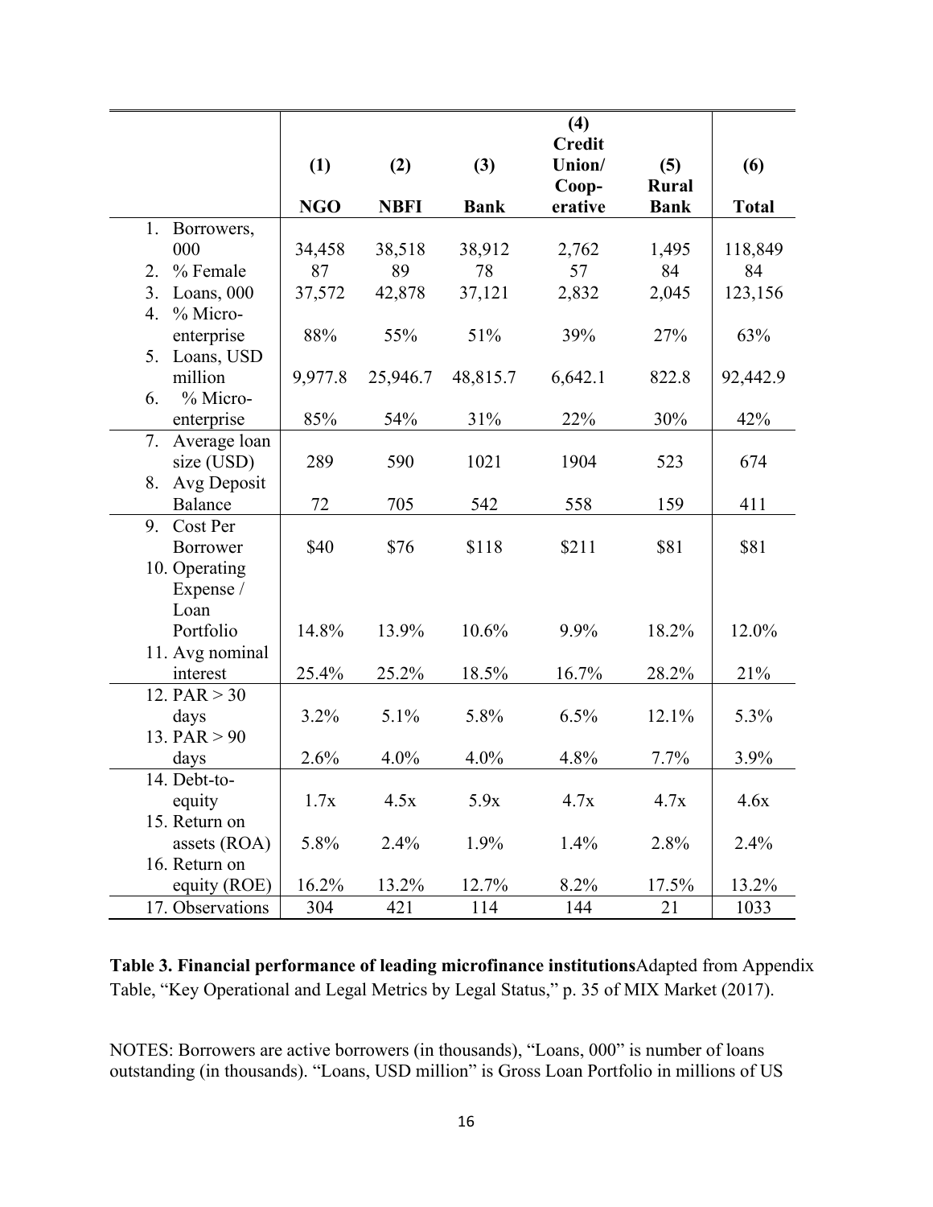| | (1) NGO | (2) NBFI | (3) Bank | (4) Credit Union/ Coop-erative | (5) Rural Bank | (6) Total |
|---|---|---|---|---|---|---|
| 1. Borrowers, 000 | 34,458 | 38,518 | 38,912 | 2,762 | 1,495 | 118,849 |
| 2. % Female | 87 | 89 | 78 | 57 | 84 | 84 |
| 3. Loans, 000 | 37,572 | 42,878 | 37,121 | 2,832 | 2,045 | 123,156 |
| 4. % Micro-enterprise | 88% | 55% | 51% | 39% | 27% | 63% |
| 5. Loans, USD million | 9,977.8 | 25,946.7 | 48,815.7 | 6,642.1 | 822.8 | 92,442.9 |
| 6. % Micro-enterprise | 85% | 54% | 31% | 22% | 30% | 42% |
| 7. Average loan size (USD) | 289 | 590 | 1021 | 1904 | 523 | 674 |
| 8. Avg Deposit Balance | 72 | 705 | 542 | 558 | 159 | 411 |
| 9. Cost Per Borrower | \$40 | \$76 | \$118 | \$211 | \$81 | \$81 |
| 10. Operating Expense / Loan Portfolio | 14.8% | 13.9% | 10.6% | 9.9% | 18.2% | 12.0% |
| 11. Avg nominal interest | 25.4% | 25.2% | 18.5% | 16.7% | 28.2% | 21% |
| 12. PAR > 30 days | 3.2% | 5.1% | 5.8% | 6.5% | 12.1% | 5.3% |
| 13. PAR > 90 days | 2.6% | 4.0% | 4.0% | 4.8% | 7.7% | 3.9% |
| 14. Debt-to-equity | 1.7x | 4.5x | 5.9x | 4.7x | 4.7x | 4.6x |
| 15. Return on assets (ROA) | 5.8% | 2.4% | 1.9% | 1.4% | 2.8% | 2.4% |
| 16. Return on equity (ROE) | 16.2% | 13.2% | 12.7% | 8.2% | 17.5% | 13.2% |
| 17. Observations | 304 | 421 | 114 | 144 | 21 | 1033 |

**Table 3. Financial performance of leading microfinance institutions**Adapted from Appendix Table, "Key Operational and Legal Metrics by Legal Status," p. 35 of MIX Market (2017).

NOTES: Borrowers are active borrowers (in thousands), "Loans, 000" is number of loans outstanding (in thousands). "Loans, USD million" is Gross Loan Portfolio in millions of US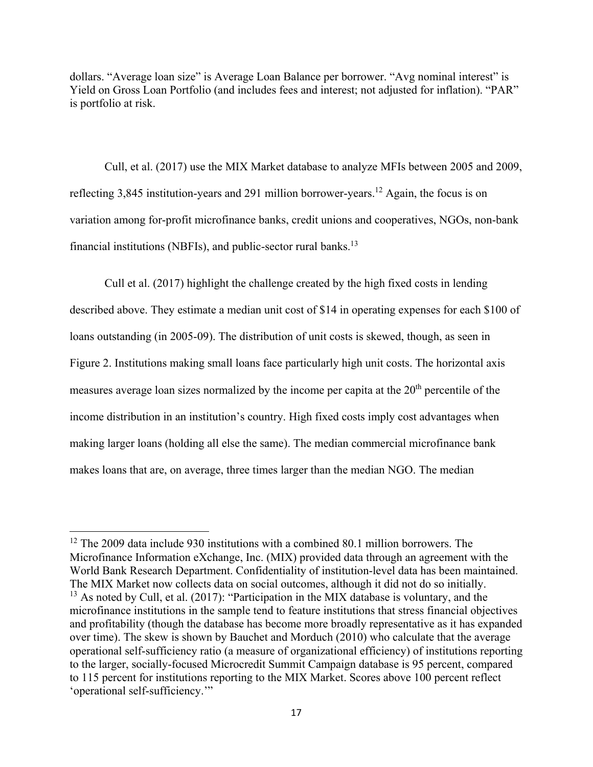dollars. "Average loan size" is Average Loan Balance per borrower. "Avg nominal interest" is Yield on Gross Loan Portfolio (and includes fees and interest; not adjusted for inflation). "PAR" is portfolio at risk.

Cull, et al. (2017) use the MIX Market database to analyze MFIs between 2005 and 2009, reflecting 3,845 institution-years and 291 million borrower-years.[12] Again, the focus is on variation among for-profit microfinance banks, credit unions and cooperatives, NGOs, non-bank financial institutions (NBFIs), and public-sector rural banks.[13]

Cull et al. (2017) highlight the challenge created by the high fixed costs in lending described above. They estimate a median unit cost of $14 in operating expenses for each $100 of loans outstanding (in 2005-09). The distribution of unit costs is skewed, though, as seen in Figure 2. Institutions making small loans face particularly high unit costs. The horizontal axis measures average loan sizes normalized by the income per capita at the 20th percentile of the income distribution in an institution's country. High fixed costs imply cost advantages when making larger loans (holding all else the same). The median commercial microfinance bank makes loans that are, on average, three times larger than the median NGO. The median

---

[12] The 2009 data include 930 institutions with a combined 80.1 million borrowers. The Microfinance Information eXchange, Inc. (MIX) provided data through an agreement with the World Bank Research Department. Confidentiality of institution-level data has been maintained. The MIX Market now collects data on social outcomes, although it did not do so initially.

[13] As noted by Cull, et al. (2017): "Participation in the MIX database is voluntary, and the microfinance institutions in the sample tend to feature institutions that stress financial objectives and profitability (though the database has become more broadly representative as it has expanded over time). The skew is shown by Bauchet and Morduch (2010) who calculate that the average operational self-sufficiency ratio (a measure of organizational efficiency) of institutions reporting to the larger, socially-focused Microcredit Summit Campaign database is 95 percent, compared to 115 percent for institutions reporting to the MIX Market. Scores above 100 percent reflect 'operational self-sufficiency.'"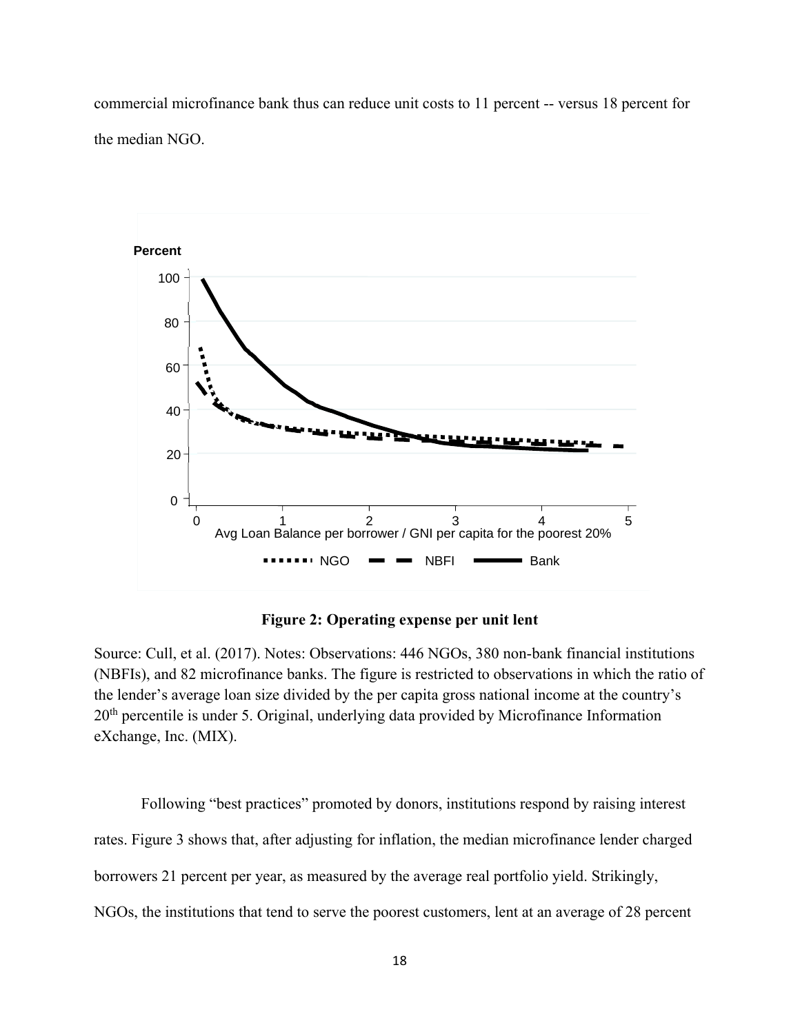commercial microfinance bank thus can reduce unit costs to 11 percent -- versus 18 percent for the median NGO.

**Figure 2: Operating expense per unit lent**

Source: Cull, et al. (2017). Notes: Observations: 446 NGOs, 380 non-bank financial institutions (NBFIs), and 82 microfinance banks. The figure is restricted to observations in which the ratio of the lender's average loan size divided by the per capita gross national income at the country's 20th percentile is under 5. Original, underlying data provided by Microfinance Information eXchange, Inc. (MIX).

Following "best practices" promoted by donors, institutions respond by raising interest rates. Figure 3 shows that, after adjusting for inflation, the median microfinance lender charged borrowers 21 percent per year, as measured by the average real portfolio yield. Strikingly, NGOs, the institutions that tend to serve the poorest customers, lent at an average of 28 percent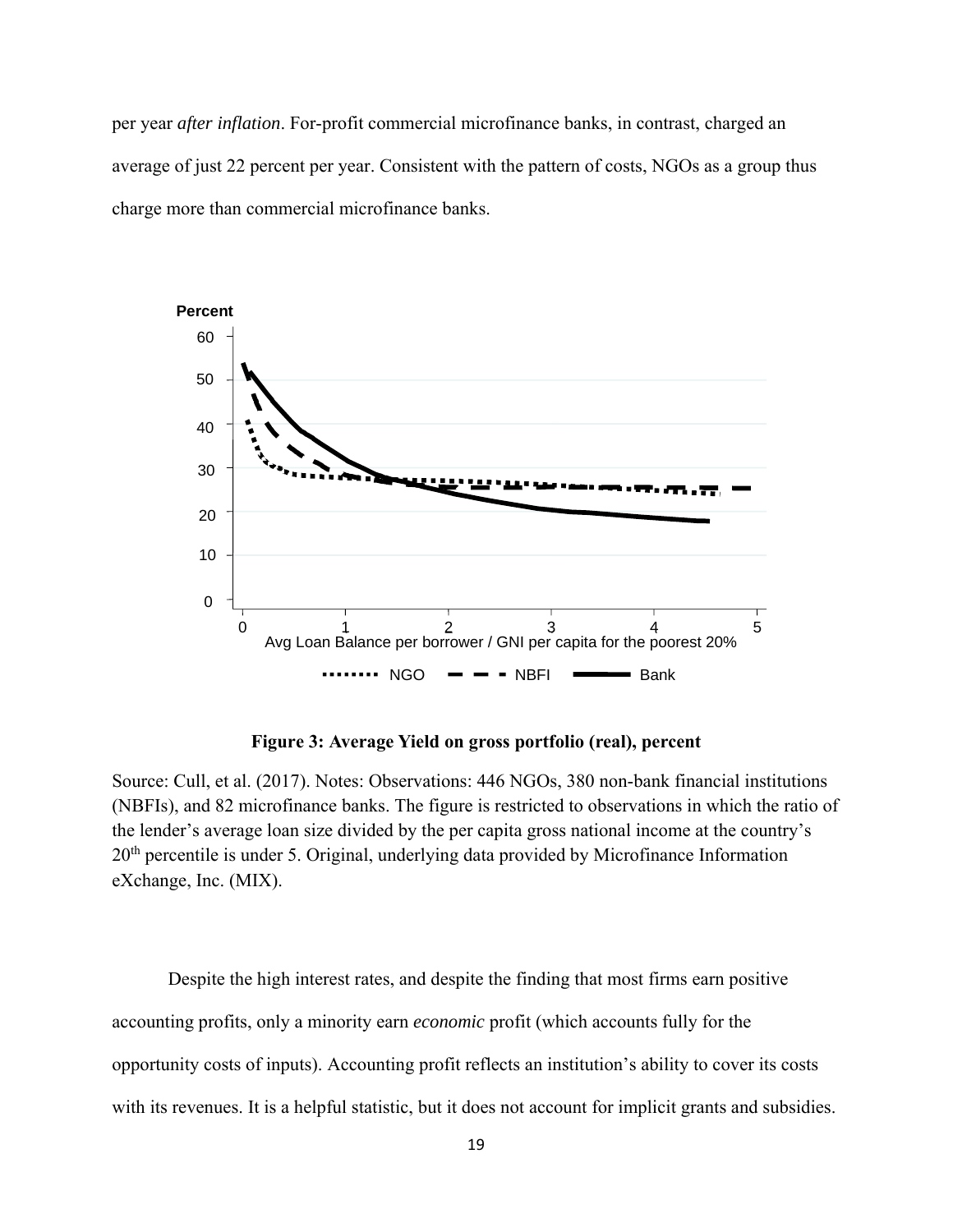per year *after inflation*. For-profit commercial microfinance banks, in contrast, charged an average of just 22 percent per year. Consistent with the pattern of costs, NGOs as a group thus charge more than commercial microfinance banks.

**Figure 3: Average Yield on gross portfolio (real), percent**

Source: Cull, et al. (2017). Notes: Observations: 446 NGOs, 380 non-bank financial institutions (NBFIs), and 82 microfinance banks. The figure is restricted to observations in which the ratio of the lender's average loan size divided by the per capita gross national income at the country's 20th percentile is under 5. Original, underlying data provided by Microfinance Information eXchange, Inc. (MIX).

Despite the high interest rates, and despite the finding that most firms earn positive accounting profits, only a minority earn *economic* profit (which accounts fully for the opportunity costs of inputs). Accounting profit reflects an institution's ability to cover its costs with its revenues. It is a helpful statistic, but it does not account for implicit grants and subsidies.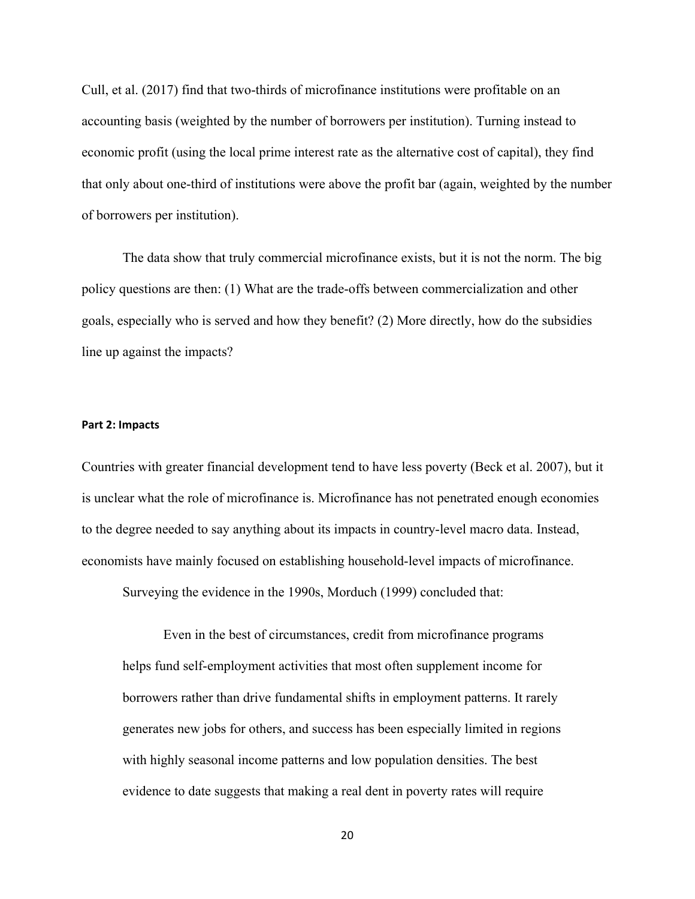Cull, et al. (2017) find that two-thirds of microfinance institutions were profitable on an accounting basis (weighted by the number of borrowers per institution). Turning instead to economic profit (using the local prime interest rate as the alternative cost of capital), they find that only about one-third of institutions were above the profit bar (again, weighted by the number of borrowers per institution).

The data show that truly commercial microfinance exists, but it is not the norm. The big policy questions are then: (1) What are the trade-offs between commercialization and other goals, especially who is served and how they benefit? (2) More directly, how do the subsidies line up against the impacts?

### Part 2: Impacts

Countries with greater financial development tend to have less poverty (Beck et al. 2007), but it is unclear what the role of microfinance is. Microfinance has not penetrated enough economies to the degree needed to say anything about its impacts in country-level macro data. Instead, economists have mainly focused on establishing household-level impacts of microfinance.

Surveying the evidence in the 1990s, Morduch (1999) concluded that:

> Even in the best of circumstances, credit from microfinance programs helps fund self-employment activities that most often supplement income for borrowers rather than drive fundamental shifts in employment patterns. It rarely generates new jobs for others, and success has been especially limited in regions with highly seasonal income patterns and low population densities. The best evidence to date suggests that making a real dent in poverty rates will require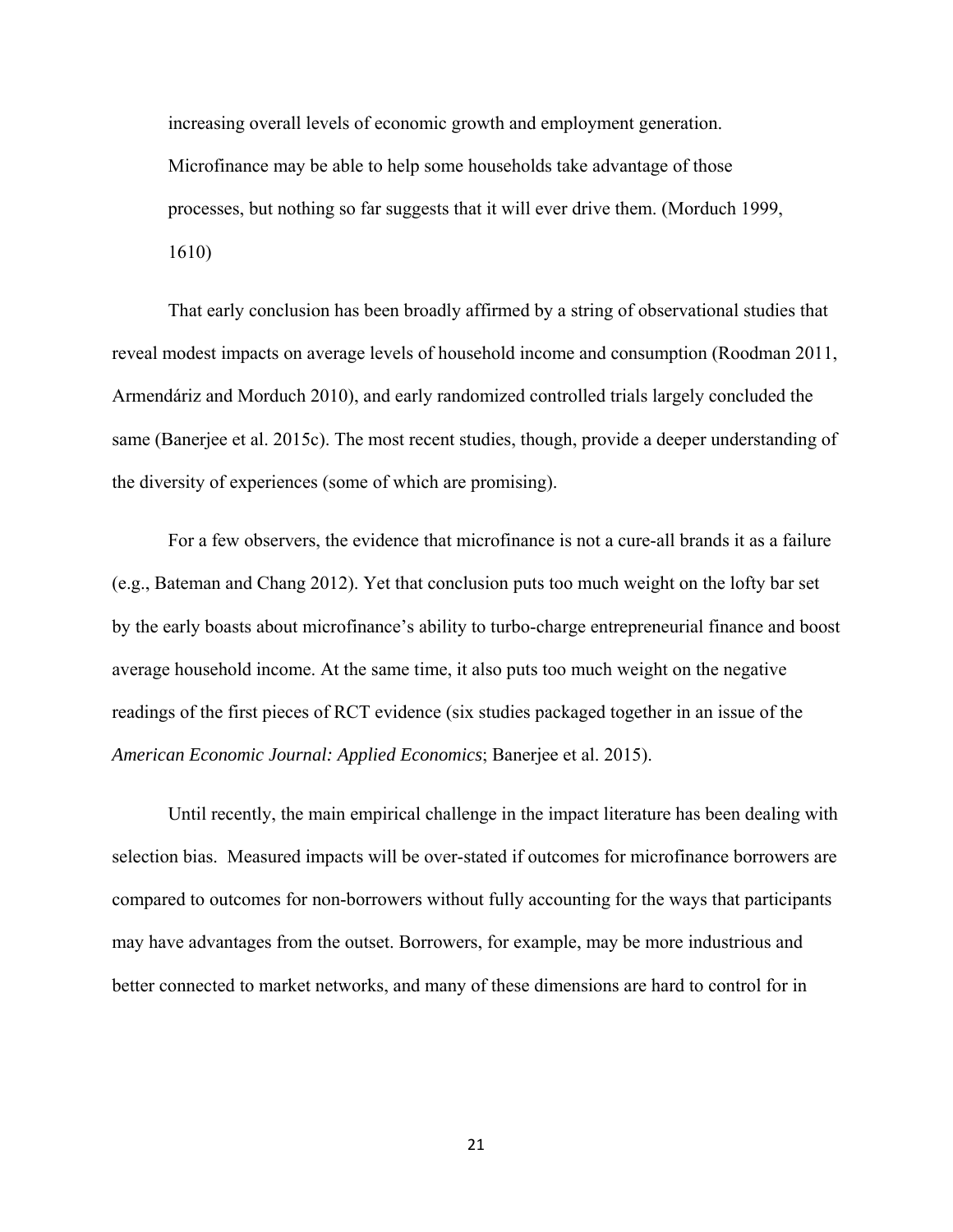> increasing overall levels of economic growth and employment generation. Microfinance may be able to help some households take advantage of those processes, but nothing so far suggests that it will ever drive them. (Morduch 1999, 1610)

That early conclusion has been broadly affirmed by a string of observational studies that reveal modest impacts on average levels of household income and consumption (Roodman 2011, Armendáriz and Morduch 2010), and early randomized controlled trials largely concluded the same (Banerjee et al. 2015c). The most recent studies, though, provide a deeper understanding of the diversity of experiences (some of which are promising).

For a few observers, the evidence that microfinance is not a cure-all brands it as a failure (e.g., Bateman and Chang 2012). Yet that conclusion puts too much weight on the lofty bar set by the early boasts about microfinance's ability to turbo-charge entrepreneurial finance and boost average household income. At the same time, it also puts too much weight on the negative readings of the first pieces of RCT evidence (six studies packaged together in an issue of the *American Economic Journal: Applied Economics*; Banerjee et al. 2015).

Until recently, the main empirical challenge in the impact literature has been dealing with selection bias. Measured impacts will be over-stated if outcomes for microfinance borrowers are compared to outcomes for non-borrowers without fully accounting for the ways that participants may have advantages from the outset. Borrowers, for example, may be more industrious and better connected to market networks, and many of these dimensions are hard to control for in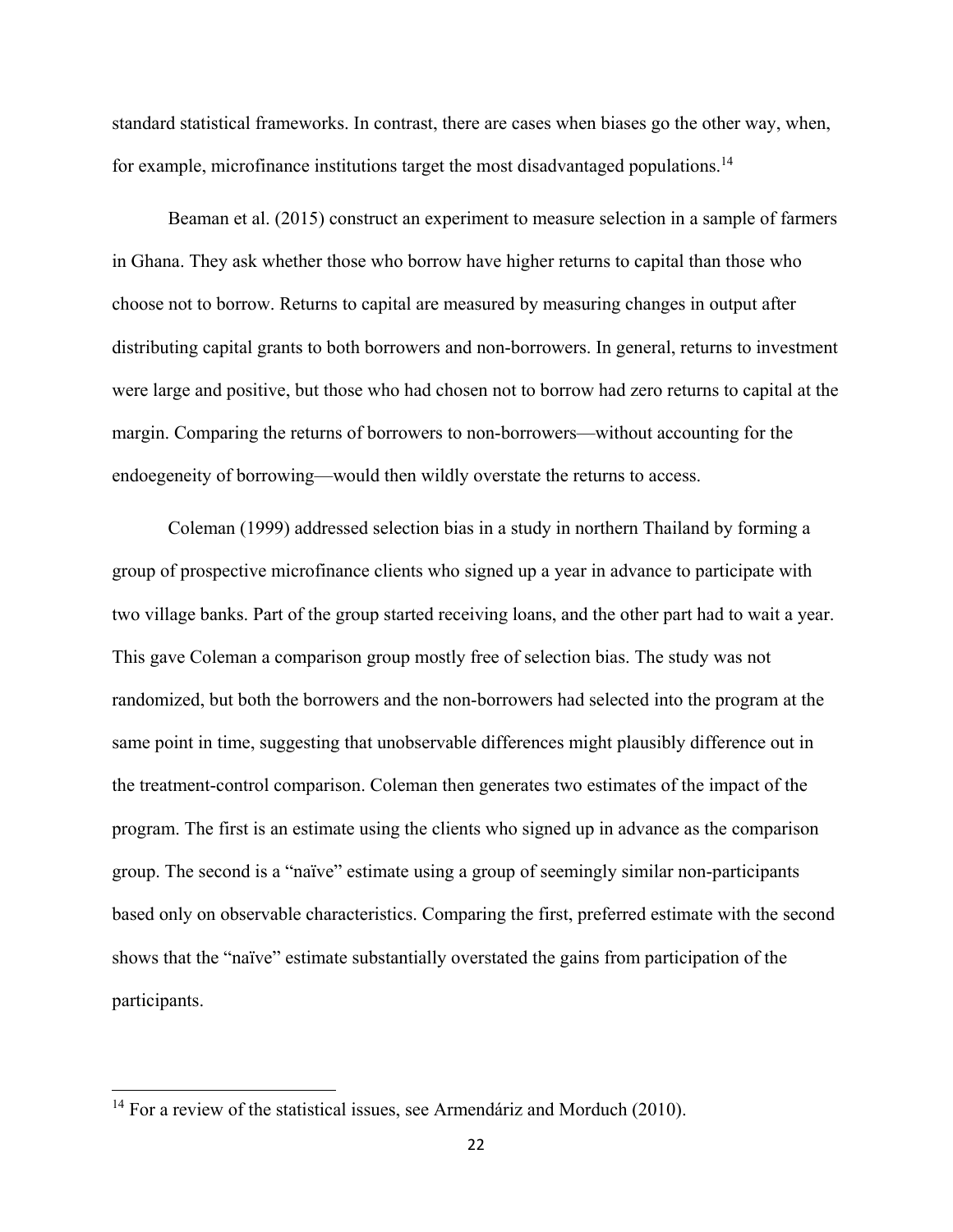standard statistical frameworks. In contrast, there are cases when biases go the other way, when, for example, microfinance institutions target the most disadvantaged populations.[14]

Beaman et al. (2015) construct an experiment to measure selection in a sample of farmers in Ghana. They ask whether those who borrow have higher returns to capital than those who choose not to borrow. Returns to capital are measured by measuring changes in output after distributing capital grants to both borrowers and non-borrowers. In general, returns to investment were large and positive, but those who had chosen not to borrow had zero returns to capital at the margin. Comparing the returns of borrowers to non-borrowers—without accounting for the endoegeneity of borrowing—would then wildly overstate the returns to access.

Coleman (1999) addressed selection bias in a study in northern Thailand by forming a group of prospective microfinance clients who signed up a year in advance to participate with two village banks. Part of the group started receiving loans, and the other part had to wait a year. This gave Coleman a comparison group mostly free of selection bias. The study was not randomized, but both the borrowers and the non-borrowers had selected into the program at the same point in time, suggesting that unobservable differences might plausibly difference out in the treatment-control comparison. Coleman then generates two estimates of the impact of the program. The first is an estimate using the clients who signed up in advance as the comparison group. The second is a "naïve" estimate using a group of seemingly similar non-participants based only on observable characteristics. Comparing the first, preferred estimate with the second shows that the "naïve" estimate substantially overstated the gains from participation of the participants.

---

[14] For a review of the statistical issues, see Armendáriz and Morduch (2010).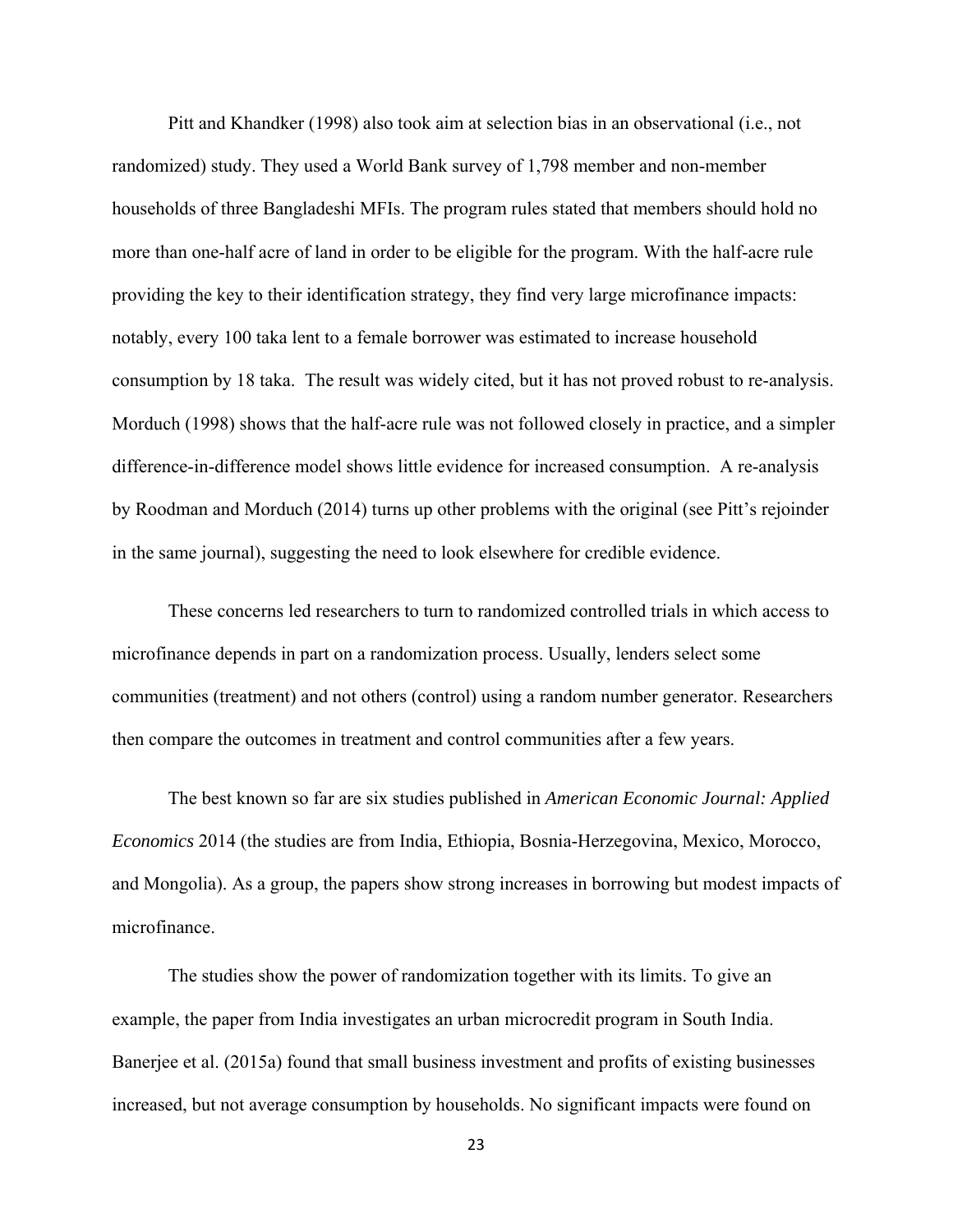Pitt and Khandker (1998) also took aim at selection bias in an observational (i.e., not randomized) study. They used a World Bank survey of 1,798 member and non-member households of three Bangladeshi MFIs. The program rules stated that members should hold no more than one-half acre of land in order to be eligible for the program. With the half-acre rule providing the key to their identification strategy, they find very large microfinance impacts: notably, every 100 taka lent to a female borrower was estimated to increase household consumption by 18 taka. The result was widely cited, but it has not proved robust to re-analysis. Morduch (1998) shows that the half-acre rule was not followed closely in practice, and a simpler difference-in-difference model shows little evidence for increased consumption. A re-analysis by Roodman and Morduch (2014) turns up other problems with the original (see Pitt's rejoinder in the same journal), suggesting the need to look elsewhere for credible evidence.

These concerns led researchers to turn to randomized controlled trials in which access to microfinance depends in part on a randomization process. Usually, lenders select some communities (treatment) and not others (control) using a random number generator. Researchers then compare the outcomes in treatment and control communities after a few years.

The best known so far are six studies published in *American Economic Journal: Applied Economics* 2014 (the studies are from India, Ethiopia, Bosnia-Herzegovina, Mexico, Morocco, and Mongolia). As a group, the papers show strong increases in borrowing but modest impacts of microfinance.

The studies show the power of randomization together with its limits. To give an example, the paper from India investigates an urban microcredit program in South India. Banerjee et al. (2015a) found that small business investment and profits of existing businesses increased, but not average consumption by households. No significant impacts were found on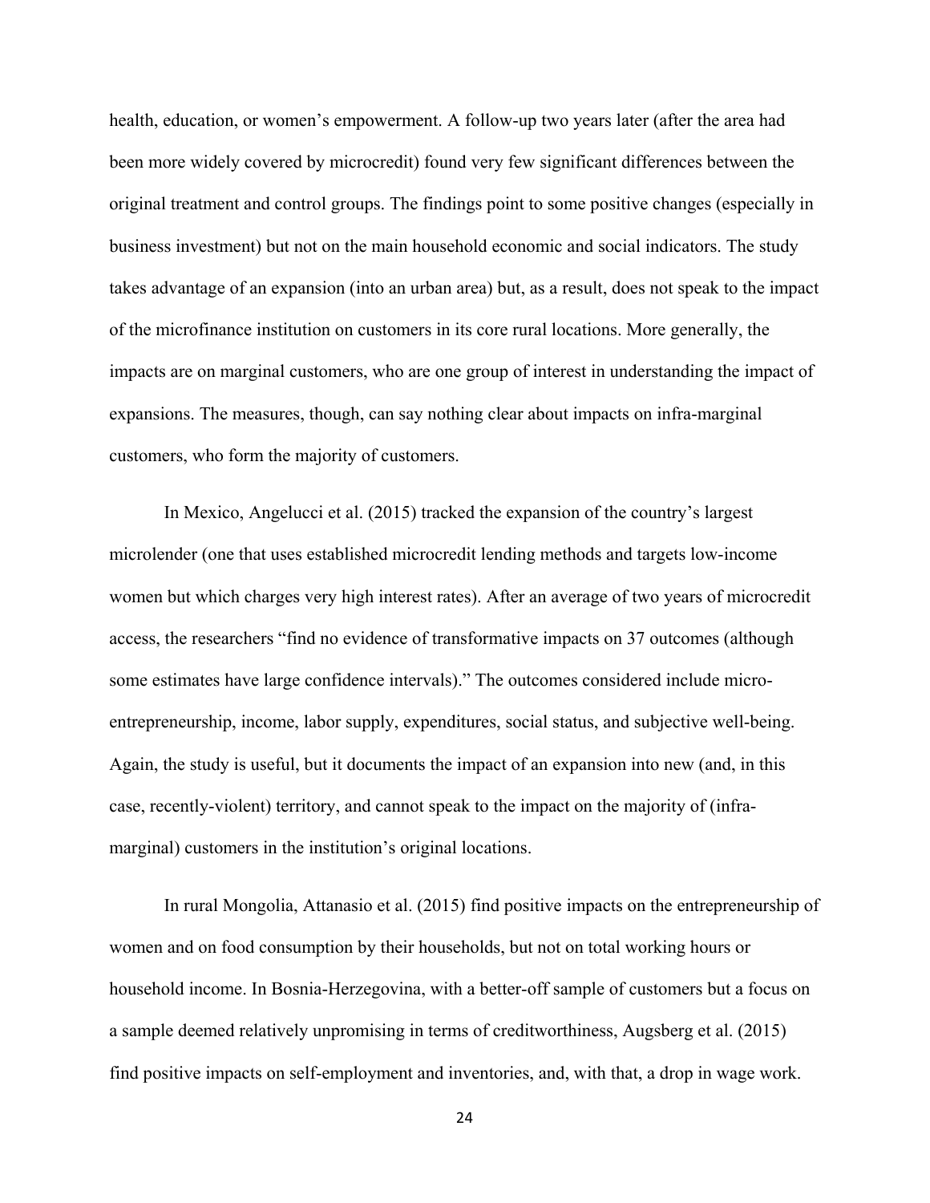health, education, or women's empowerment. A follow-up two years later (after the area had been more widely covered by microcredit) found very few significant differences between the original treatment and control groups. The findings point to some positive changes (especially in business investment) but not on the main household economic and social indicators. The study takes advantage of an expansion (into an urban area) but, as a result, does not speak to the impact of the microfinance institution on customers in its core rural locations. More generally, the impacts are on marginal customers, who are one group of interest in understanding the impact of expansions. The measures, though, can say nothing clear about impacts on infra-marginal customers, who form the majority of customers.

In Mexico, Angelucci et al. (2015) tracked the expansion of the country's largest microlender (one that uses established microcredit lending methods and targets low-income women but which charges very high interest rates). After an average of two years of microcredit access, the researchers "find no evidence of transformative impacts on 37 outcomes (although some estimates have large confidence intervals)." The outcomes considered include micro-entrepreneurship, income, labor supply, expenditures, social status, and subjective well-being. Again, the study is useful, but it documents the impact of an expansion into new (and, in this case, recently-violent) territory, and cannot speak to the impact on the majority of (infra-marginal) customers in the institution's original locations.

In rural Mongolia, Attanasio et al. (2015) find positive impacts on the entrepreneurship of women and on food consumption by their households, but not on total working hours or household income. In Bosnia-Herzegovina, with a better-off sample of customers but a focus on a sample deemed relatively unpromising in terms of creditworthiness, Augsberg et al. (2015) find positive impacts on self-employment and inventories, and, with that, a drop in wage work.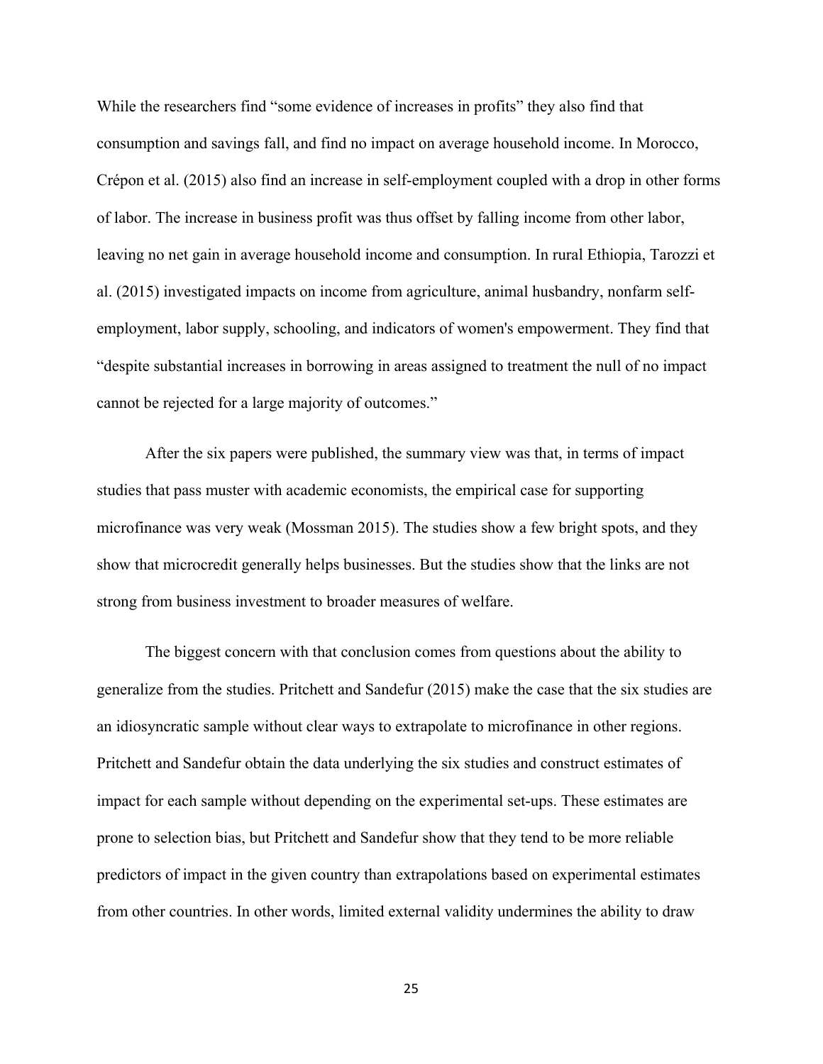While the researchers find "some evidence of increases in profits" they also find that consumption and savings fall, and find no impact on average household income. In Morocco, Crépon et al. (2015) also find an increase in self-employment coupled with a drop in other forms of labor. The increase in business profit was thus offset by falling income from other labor, leaving no net gain in average household income and consumption. In rural Ethiopia, Tarozzi et al. (2015) investigated impacts on income from agriculture, animal husbandry, nonfarm self-employment, labor supply, schooling, and indicators of women's empowerment. They find that "despite substantial increases in borrowing in areas assigned to treatment the null of no impact cannot be rejected for a large majority of outcomes."

After the six papers were published, the summary view was that, in terms of impact studies that pass muster with academic economists, the empirical case for supporting microfinance was very weak (Mossman 2015). The studies show a few bright spots, and they show that microcredit generally helps businesses. But the studies show that the links are not strong from business investment to broader measures of welfare.

The biggest concern with that conclusion comes from questions about the ability to generalize from the studies. Pritchett and Sandefur (2015) make the case that the six studies are an idiosyncratic sample without clear ways to extrapolate to microfinance in other regions. Pritchett and Sandefur obtain the data underlying the six studies and construct estimates of impact for each sample without depending on the experimental set-ups. These estimates are prone to selection bias, but Pritchett and Sandefur show that they tend to be more reliable predictors of impact in the given country than extrapolations based on experimental estimates from other countries. In other words, limited external validity undermines the ability to draw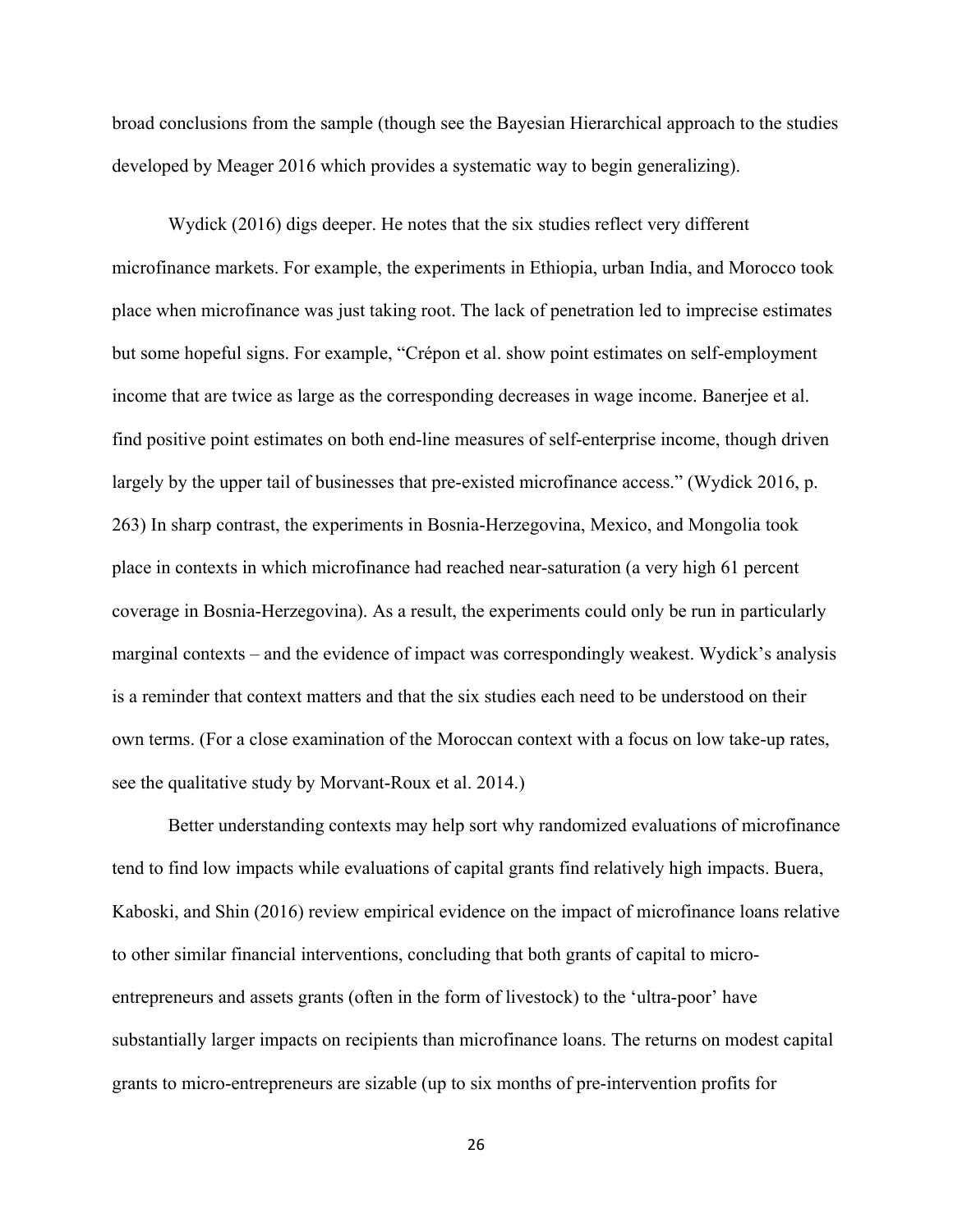broad conclusions from the sample (though see the Bayesian Hierarchical approach to the studies developed by Meager 2016 which provides a systematic way to begin generalizing).

Wydick (2016) digs deeper. He notes that the six studies reflect very different microfinance markets. For example, the experiments in Ethiopia, urban India, and Morocco took place when microfinance was just taking root. The lack of penetration led to imprecise estimates but some hopeful signs. For example, "Crépon et al. show point estimates on self-employment income that are twice as large as the corresponding decreases in wage income. Banerjee et al. find positive point estimates on both end-line measures of self-enterprise income, though driven largely by the upper tail of businesses that pre-existed microfinance access." (Wydick 2016, p. 263) In sharp contrast, the experiments in Bosnia-Herzegovina, Mexico, and Mongolia took place in contexts in which microfinance had reached near-saturation (a very high 61 percent coverage in Bosnia-Herzegovina). As a result, the experiments could only be run in particularly marginal contexts – and the evidence of impact was correspondingly weakest. Wydick's analysis is a reminder that context matters and that the six studies each need to be understood on their own terms. (For a close examination of the Moroccan context with a focus on low take-up rates, see the qualitative study by Morvant-Roux et al. 2014.)

Better understanding contexts may help sort why randomized evaluations of microfinance tend to find low impacts while evaluations of capital grants find relatively high impacts. Buera, Kaboski, and Shin (2016) review empirical evidence on the impact of microfinance loans relative to other similar financial interventions, concluding that both grants of capital to micro-entrepreneurs and assets grants (often in the form of livestock) to the 'ultra-poor' have substantially larger impacts on recipients than microfinance loans. The returns on modest capital grants to micro-entrepreneurs are sizable (up to six months of pre-intervention profits for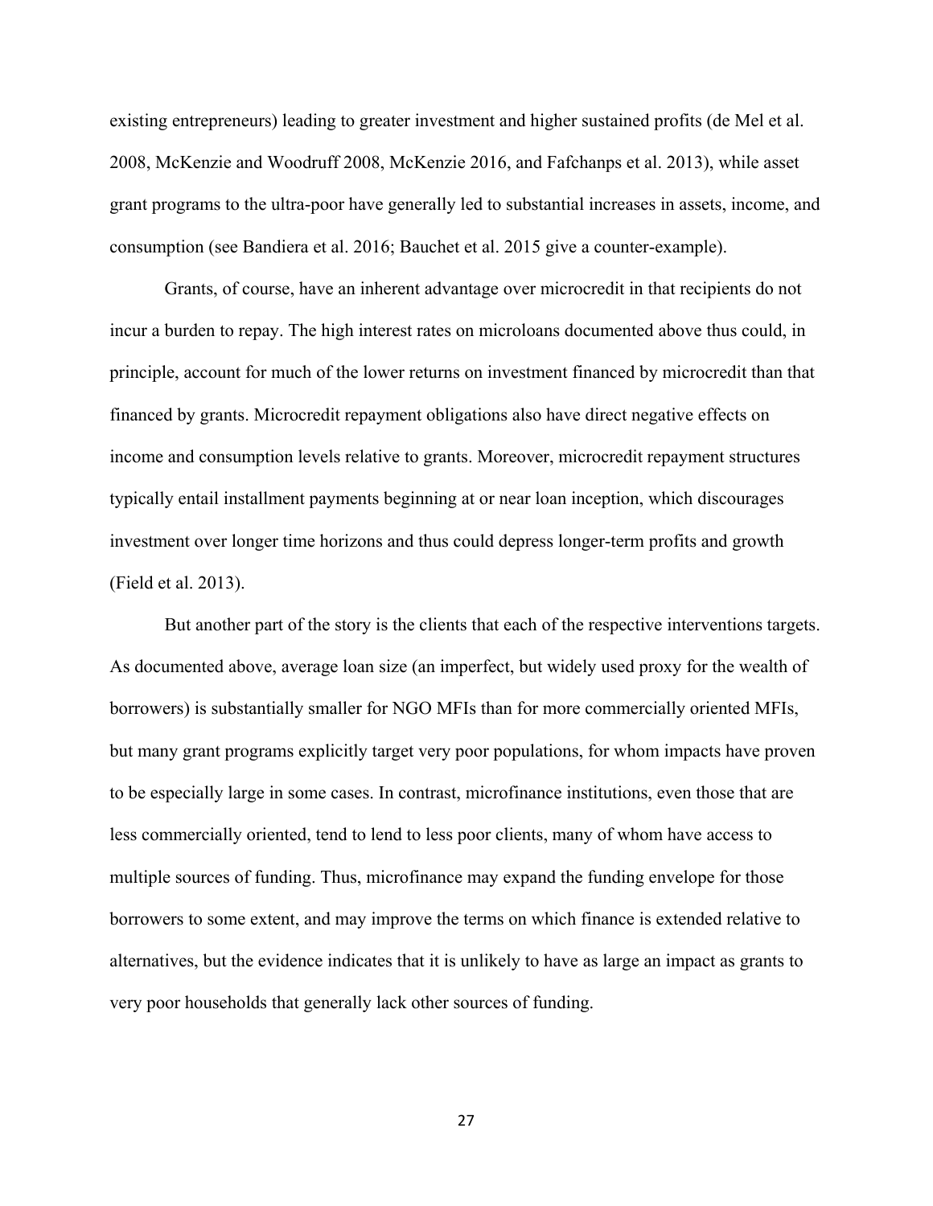existing entrepreneurs) leading to greater investment and higher sustained profits (de Mel et al. 2008, McKenzie and Woodruff 2008, McKenzie 2016, and Fafchanps et al. 2013), while asset grant programs to the ultra-poor have generally led to substantial increases in assets, income, and consumption (see Bandiera et al. 2016; Bauchet et al. 2015 give a counter-example).

Grants, of course, have an inherent advantage over microcredit in that recipients do not incur a burden to repay. The high interest rates on microloans documented above thus could, in principle, account for much of the lower returns on investment financed by microcredit than that financed by grants. Microcredit repayment obligations also have direct negative effects on income and consumption levels relative to grants. Moreover, microcredit repayment structures typically entail installment payments beginning at or near loan inception, which discourages investment over longer time horizons and thus could depress longer-term profits and growth (Field et al. 2013).

But another part of the story is the clients that each of the respective interventions targets. As documented above, average loan size (an imperfect, but widely used proxy for the wealth of borrowers) is substantially smaller for NGO MFIs than for more commercially oriented MFIs, but many grant programs explicitly target very poor populations, for whom impacts have proven to be especially large in some cases. In contrast, microfinance institutions, even those that are less commercially oriented, tend to lend to less poor clients, many of whom have access to multiple sources of funding. Thus, microfinance may expand the funding envelope for those borrowers to some extent, and may improve the terms on which finance is extended relative to alternatives, but the evidence indicates that it is unlikely to have as large an impact as grants to very poor households that generally lack other sources of funding.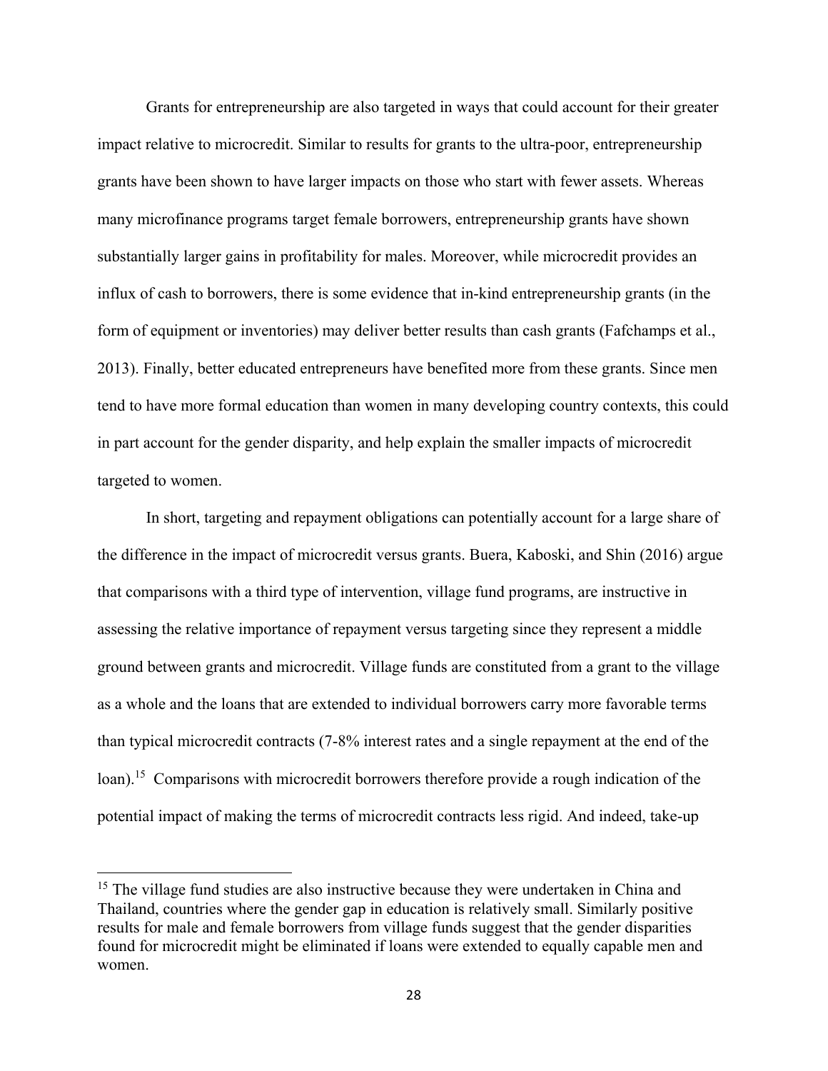Grants for entrepreneurship are also targeted in ways that could account for their greater impact relative to microcredit. Similar to results for grants to the ultra-poor, entrepreneurship grants have been shown to have larger impacts on those who start with fewer assets. Whereas many microfinance programs target female borrowers, entrepreneurship grants have shown substantially larger gains in profitability for males. Moreover, while microcredit provides an influx of cash to borrowers, there is some evidence that in-kind entrepreneurship grants (in the form of equipment or inventories) may deliver better results than cash grants (Fafchamps et al., 2013). Finally, better educated entrepreneurs have benefited more from these grants. Since men tend to have more formal education than women in many developing country contexts, this could in part account for the gender disparity, and help explain the smaller impacts of microcredit targeted to women.

In short, targeting and repayment obligations can potentially account for a large share of the difference in the impact of microcredit versus grants. Buera, Kaboski, and Shin (2016) argue that comparisons with a third type of intervention, village fund programs, are instructive in assessing the relative importance of repayment versus targeting since they represent a middle ground between grants and microcredit. Village funds are constituted from a grant to the village as a whole and the loans that are extended to individual borrowers carry more favorable terms than typical microcredit contracts (7-8% interest rates and a single repayment at the end of the loan).[15] Comparisons with microcredit borrowers therefore provide a rough indication of the potential impact of making the terms of microcredit contracts less rigid. And indeed, take-up

[15] The village fund studies are also instructive because they were undertaken in China and Thailand, countries where the gender gap in education is relatively small. Similarly positive results for male and female borrowers from village funds suggest that the gender disparities found for microcredit might be eliminated if loans were extended to equally capable men and women.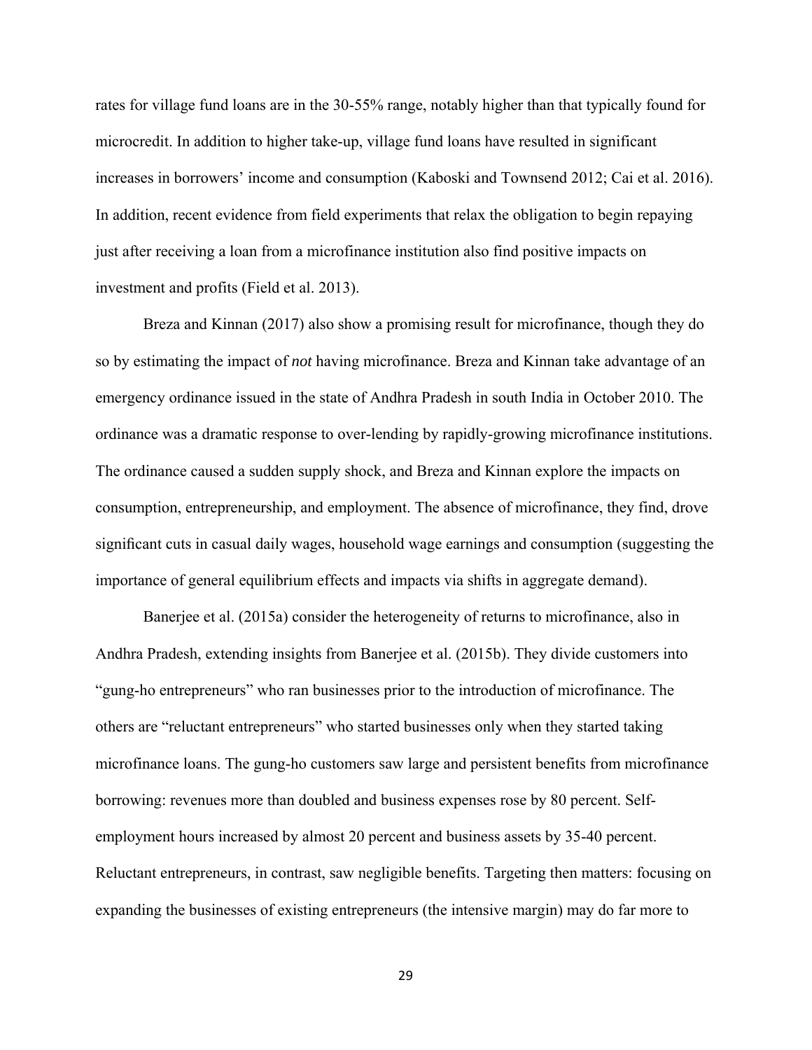rates for village fund loans are in the 30-55% range, notably higher than that typically found for microcredit. In addition to higher take-up, village fund loans have resulted in significant increases in borrowers' income and consumption (Kaboski and Townsend 2012; Cai et al. 2016). In addition, recent evidence from field experiments that relax the obligation to begin repaying just after receiving a loan from a microfinance institution also find positive impacts on investment and profits (Field et al. 2013).

Breza and Kinnan (2017) also show a promising result for microfinance, though they do so by estimating the impact of *not* having microfinance. Breza and Kinnan take advantage of an emergency ordinance issued in the state of Andhra Pradesh in south India in October 2010. The ordinance was a dramatic response to over-lending by rapidly-growing microfinance institutions. The ordinance caused a sudden supply shock, and Breza and Kinnan explore the impacts on consumption, entrepreneurship, and employment. The absence of microfinance, they find, drove significant cuts in casual daily wages, household wage earnings and consumption (suggesting the importance of general equilibrium effects and impacts via shifts in aggregate demand).

Banerjee et al. (2015a) consider the heterogeneity of returns to microfinance, also in Andhra Pradesh, extending insights from Banerjee et al. (2015b). They divide customers into "gung-ho entrepreneurs" who ran businesses prior to the introduction of microfinance. The others are "reluctant entrepreneurs" who started businesses only when they started taking microfinance loans. The gung-ho customers saw large and persistent benefits from microfinance borrowing: revenues more than doubled and business expenses rose by 80 percent. Self-employment hours increased by almost 20 percent and business assets by 35-40 percent. Reluctant entrepreneurs, in contrast, saw negligible benefits. Targeting then matters: focusing on expanding the businesses of existing entrepreneurs (the intensive margin) may do far more to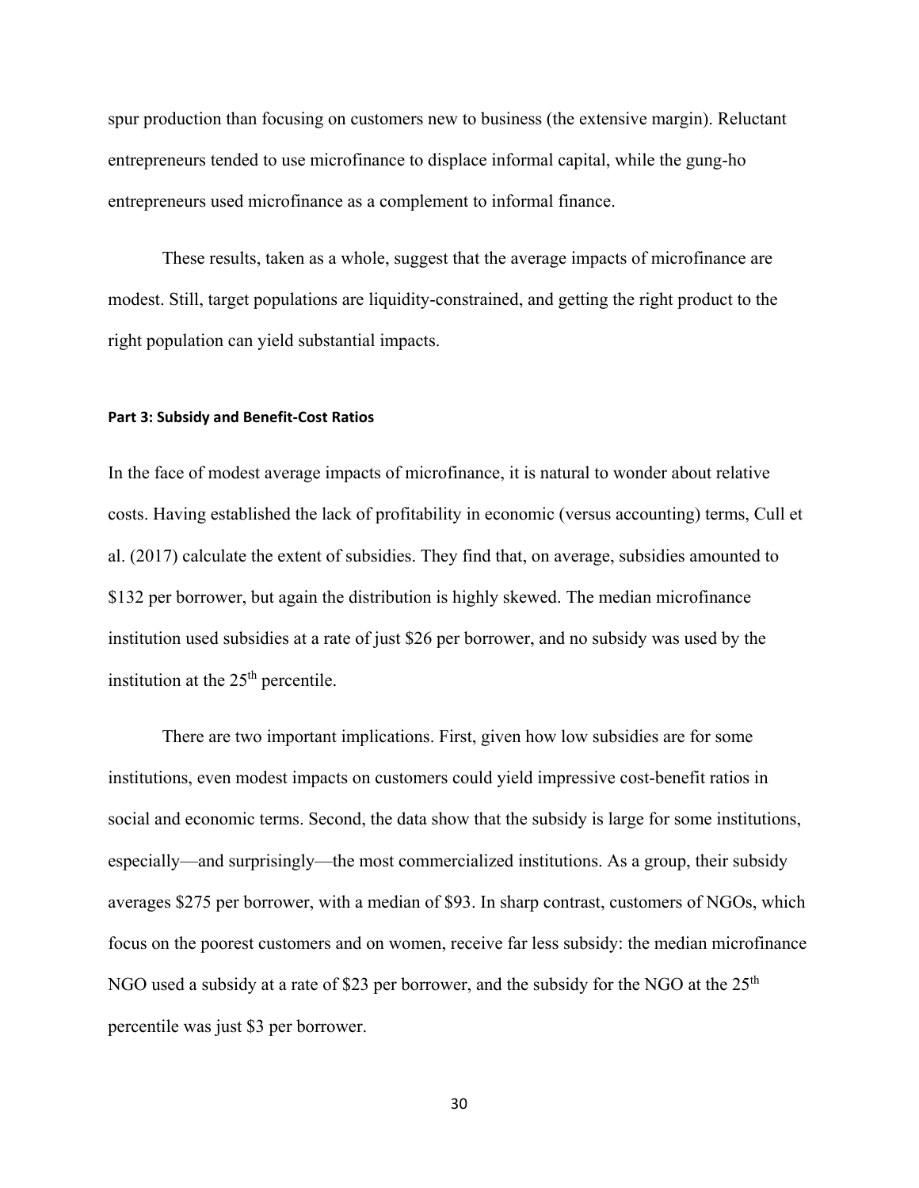spur production than focusing on customers new to business (the extensive margin). Reluctant entrepreneurs tended to use microfinance to displace informal capital, while the gung-ho entrepreneurs used microfinance as a complement to informal finance.

These results, taken as a whole, suggest that the average impacts of microfinance are modest. Still, target populations are liquidity-constrained, and getting the right product to the right population can yield substantial impacts.

#### Part 3: Subsidy and Benefit-Cost Ratios

In the face of modest average impacts of microfinance, it is natural to wonder about relative costs. Having established the lack of profitability in economic (versus accounting) terms, Cull et al. (2017) calculate the extent of subsidies. They find that, on average, subsidies amounted to $132 per borrower, but again the distribution is highly skewed. The median microfinance institution used subsidies at a rate of just $26 per borrower, and no subsidy was used by the institution at the 25th percentile.

There are two important implications. First, given how low subsidies are for some institutions, even modest impacts on customers could yield impressive cost-benefit ratios in social and economic terms. Second, the data show that the subsidy is large for some institutions, especially—and surprisingly—the most commercialized institutions. As a group, their subsidy averages $275 per borrower, with a median of $93. In sharp contrast, customers of NGOs, which focus on the poorest customers and on women, receive far less subsidy: the median microfinance NGO used a subsidy at a rate of $23 per borrower, and the subsidy for the NGO at the 25th percentile was just $3 per borrower.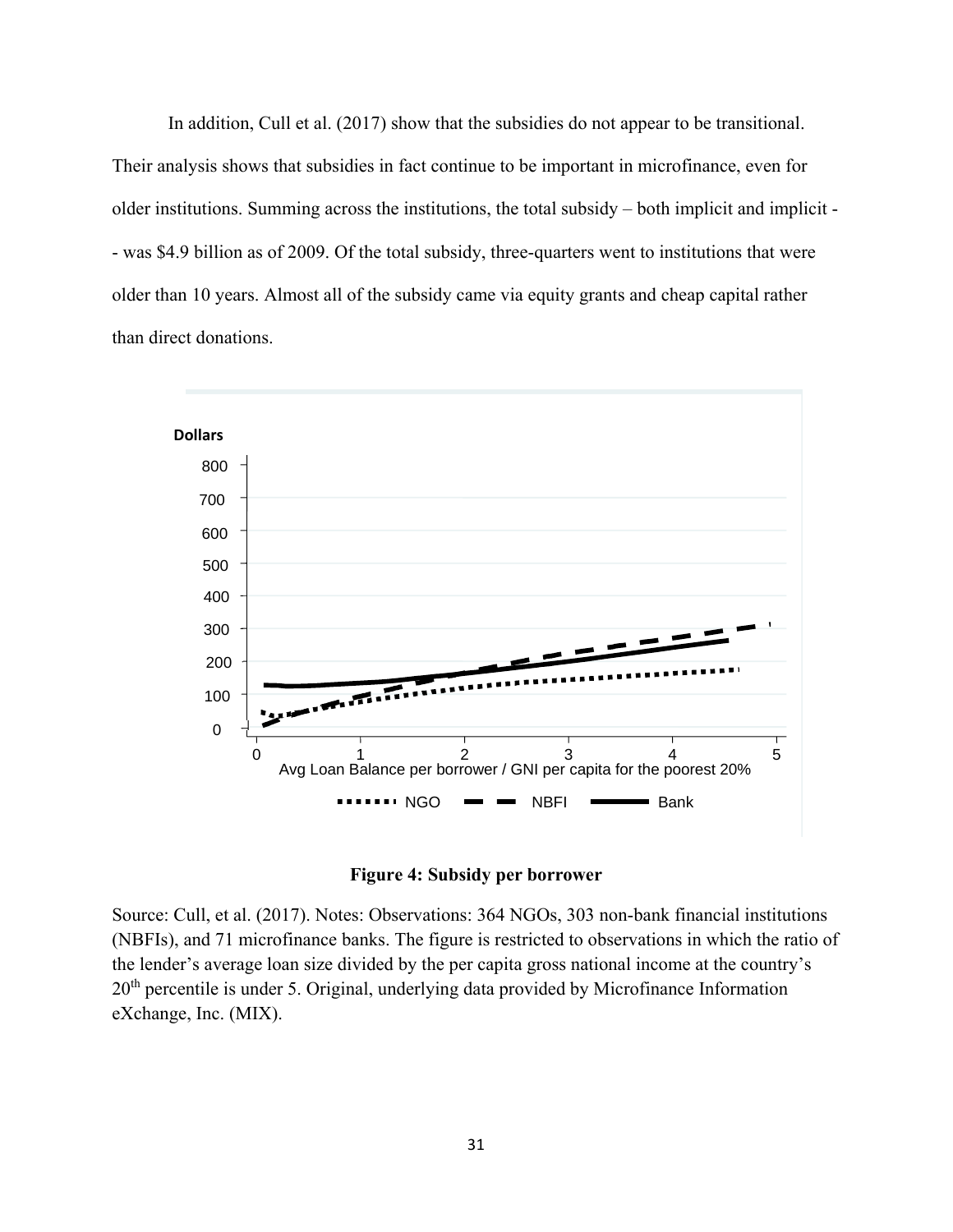In addition, Cull et al. (2017) show that the subsidies do not appear to be transitional. Their analysis shows that subsidies in fact continue to be important in microfinance, even for older institutions. Summing across the institutions, the total subsidy – both implicit and implicit -- was $4.9 billion as of 2009. Of the total subsidy, three-quarters went to institutions that were older than 10 years. Almost all of the subsidy came via equity grants and cheap capital rather than direct donations.

**Figure 4: Subsidy per borrower**

Source: Cull, et al. (2017). Notes: Observations: 364 NGOs, 303 non-bank financial institutions (NBFIs), and 71 microfinance banks. The figure is restricted to observations in which the ratio of the lender's average loan size divided by the per capita gross national income at the country's 20th percentile is under 5. Original, underlying data provided by Microfinance Information eXchange, Inc. (MIX).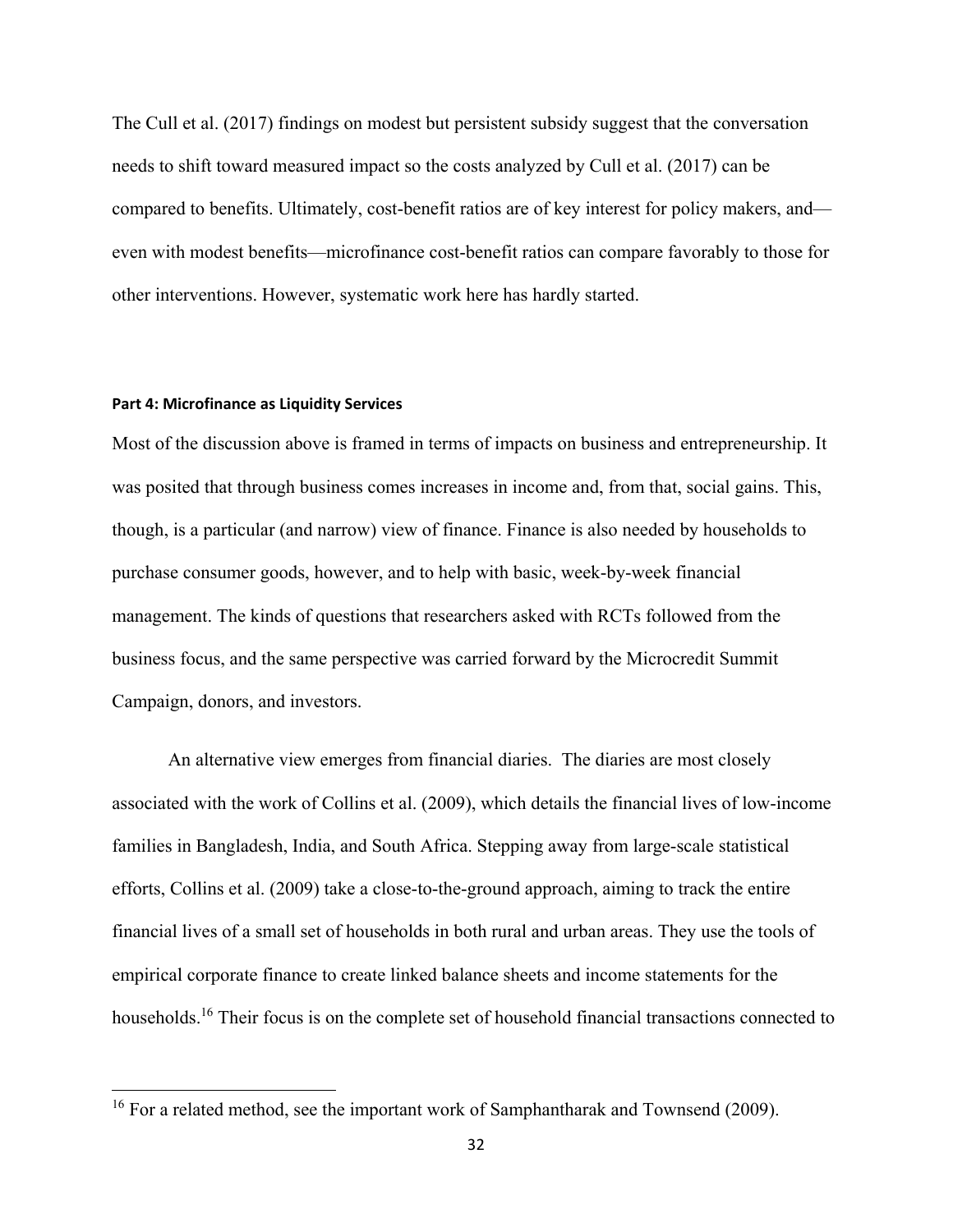The Cull et al. (2017) findings on modest but persistent subsidy suggest that the conversation needs to shift toward measured impact so the costs analyzed by Cull et al. (2017) can be compared to benefits. Ultimately, cost-benefit ratios are of key interest for policy makers, and—even with modest benefits—microfinance cost-benefit ratios can compare favorably to those for other interventions. However, systematic work here has hardly started.

#### Part 4: Microfinance as Liquidity Services

Most of the discussion above is framed in terms of impacts on business and entrepreneurship. It was posited that through business comes increases in income and, from that, social gains. This, though, is a particular (and narrow) view of finance. Finance is also needed by households to purchase consumer goods, however, and to help with basic, week-by-week financial management. The kinds of questions that researchers asked with RCTs followed from the business focus, and the same perspective was carried forward by the Microcredit Summit Campaign, donors, and investors.

An alternative view emerges from financial diaries. The diaries are most closely associated with the work of Collins et al. (2009), which details the financial lives of low-income families in Bangladesh, India, and South Africa. Stepping away from large-scale statistical efforts, Collins et al. (2009) take a close-to-the-ground approach, aiming to track the entire financial lives of a small set of households in both rural and urban areas. They use the tools of empirical corporate finance to create linked balance sheets and income statements for the households.[16] Their focus is on the complete set of household financial transactions connected to

[16] For a related method, see the important work of Samphantharak and Townsend (2009).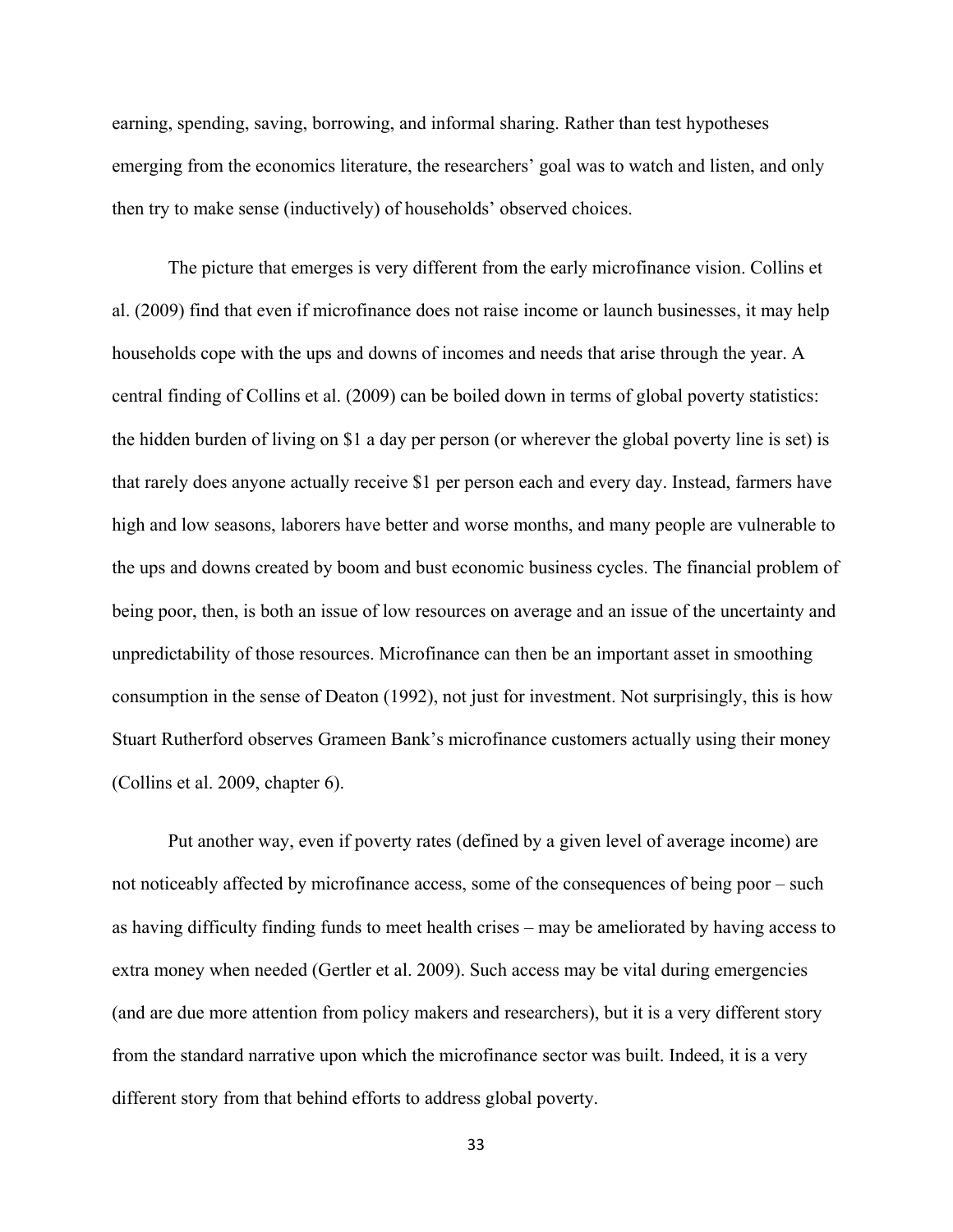earning, spending, saving, borrowing, and informal sharing. Rather than test hypotheses emerging from the economics literature, the researchers' goal was to watch and listen, and only then try to make sense (inductively) of households' observed choices.

The picture that emerges is very different from the early microfinance vision. Collins et al. (2009) find that even if microfinance does not raise income or launch businesses, it may help households cope with the ups and downs of incomes and needs that arise through the year. A central finding of Collins et al. (2009) can be boiled down in terms of global poverty statistics: the hidden burden of living on $1 a day per person (or wherever the global poverty line is set) is that rarely does anyone actually receive $1 per person each and every day. Instead, farmers have high and low seasons, laborers have better and worse months, and many people are vulnerable to the ups and downs created by boom and bust economic business cycles. The financial problem of being poor, then, is both an issue of low resources on average and an issue of the uncertainty and unpredictability of those resources. Microfinance can then be an important asset in smoothing consumption in the sense of Deaton (1992), not just for investment. Not surprisingly, this is how Stuart Rutherford observes Grameen Bank's microfinance customers actually using their money (Collins et al. 2009, chapter 6).

Put another way, even if poverty rates (defined by a given level of average income) are not noticeably affected by microfinance access, some of the consequences of being poor – such as having difficulty finding funds to meet health crises – may be ameliorated by having access to extra money when needed (Gertler et al. 2009). Such access may be vital during emergencies (and are due more attention from policy makers and researchers), but it is a very different story from the standard narrative upon which the microfinance sector was built. Indeed, it is a very different story from that behind efforts to address global poverty.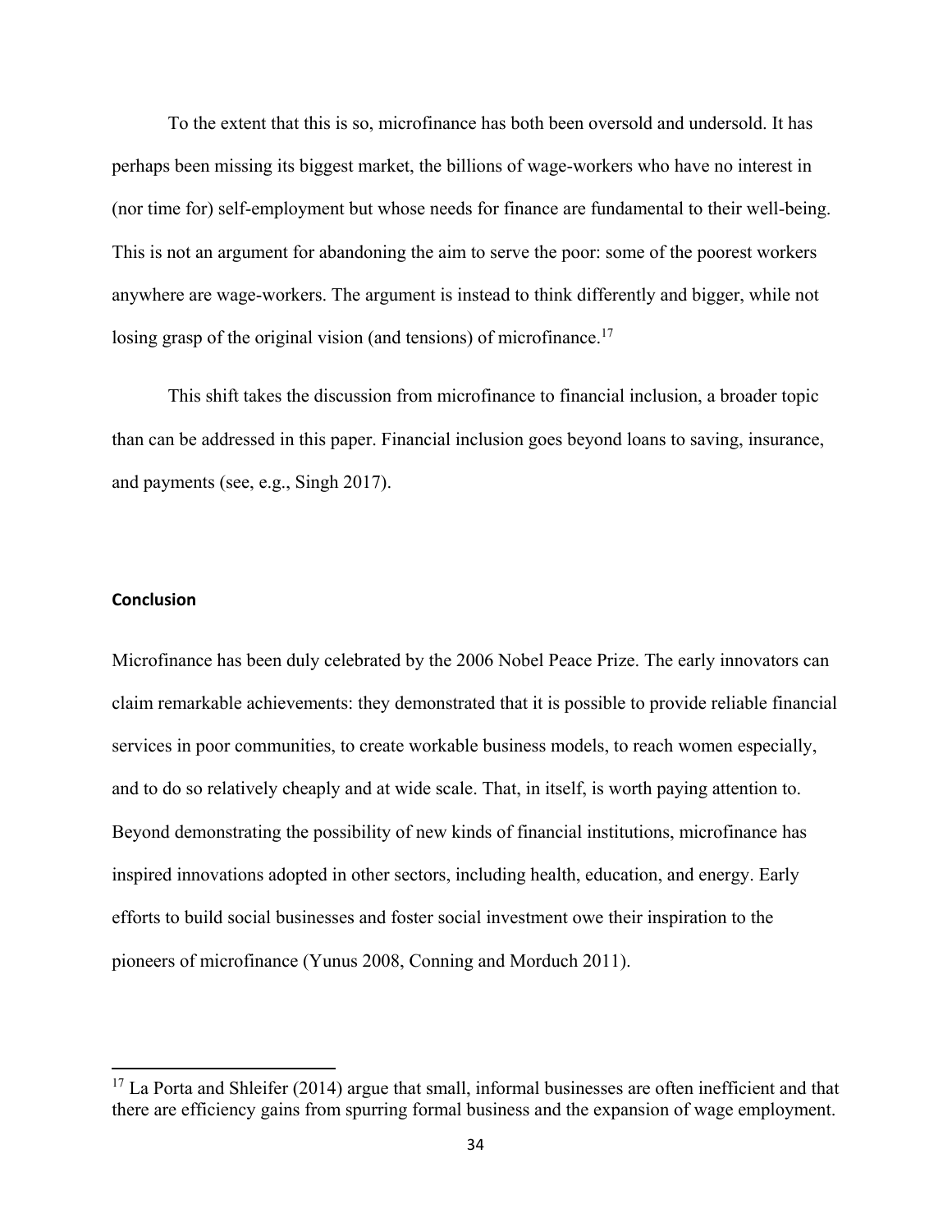To the extent that this is so, microfinance has both been oversold and undersold. It has perhaps been missing its biggest market, the billions of wage-workers who have no interest in (nor time for) self-employment but whose needs for finance are fundamental to their well-being. This is not an argument for abandoning the aim to serve the poor: some of the poorest workers anywhere are wage-workers. The argument is instead to think differently and bigger, while not losing grasp of the original vision (and tensions) of microfinance.[17]

This shift takes the discussion from microfinance to financial inclusion, a broader topic than can be addressed in this paper. Financial inclusion goes beyond loans to saving, insurance, and payments (see, e.g., Singh 2017).

## Conclusion

Microfinance has been duly celebrated by the 2006 Nobel Peace Prize. The early innovators can claim remarkable achievements: they demonstrated that it is possible to provide reliable financial services in poor communities, to create workable business models, to reach women especially, and to do so relatively cheaply and at wide scale. That, in itself, is worth paying attention to. Beyond demonstrating the possibility of new kinds of financial institutions, microfinance has inspired innovations adopted in other sectors, including health, education, and energy. Early efforts to build social businesses and foster social investment owe their inspiration to the pioneers of microfinance (Yunus 2008, Conning and Morduch 2011).

[17] La Porta and Shleifer (2014) argue that small, informal businesses are often inefficient and that there are efficiency gains from spurring formal business and the expansion of wage employment.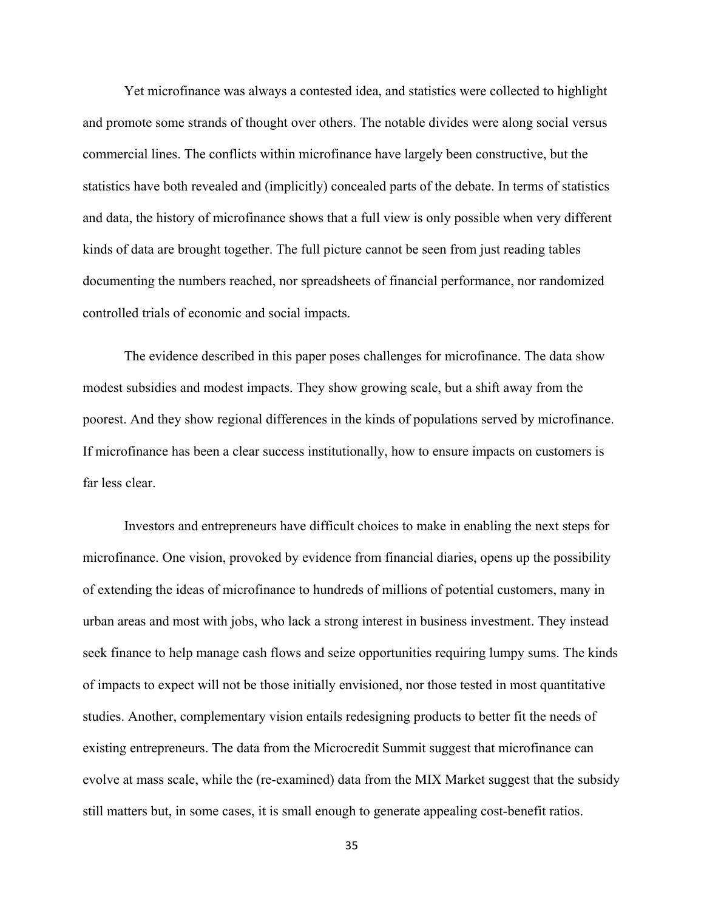Yet microfinance was always a contested idea, and statistics were collected to highlight and promote some strands of thought over others. The notable divides were along social versus commercial lines. The conflicts within microfinance have largely been constructive, but the statistics have both revealed and (implicitly) concealed parts of the debate. In terms of statistics and data, the history of microfinance shows that a full view is only possible when very different kinds of data are brought together. The full picture cannot be seen from just reading tables documenting the numbers reached, nor spreadsheets of financial performance, nor randomized controlled trials of economic and social impacts.

The evidence described in this paper poses challenges for microfinance. The data show modest subsidies and modest impacts. They show growing scale, but a shift away from the poorest. And they show regional differences in the kinds of populations served by microfinance. If microfinance has been a clear success institutionally, how to ensure impacts on customers is far less clear.

Investors and entrepreneurs have difficult choices to make in enabling the next steps for microfinance. One vision, provoked by evidence from financial diaries, opens up the possibility of extending the ideas of microfinance to hundreds of millions of potential customers, many in urban areas and most with jobs, who lack a strong interest in business investment. They instead seek finance to help manage cash flows and seize opportunities requiring lumpy sums. The kinds of impacts to expect will not be those initially envisioned, nor those tested in most quantitative studies. Another, complementary vision entails redesigning products to better fit the needs of existing entrepreneurs. The data from the Microcredit Summit suggest that microfinance can evolve at mass scale, while the (re-examined) data from the MIX Market suggest that the subsidy still matters but, in some cases, it is small enough to generate appealing cost-benefit ratios.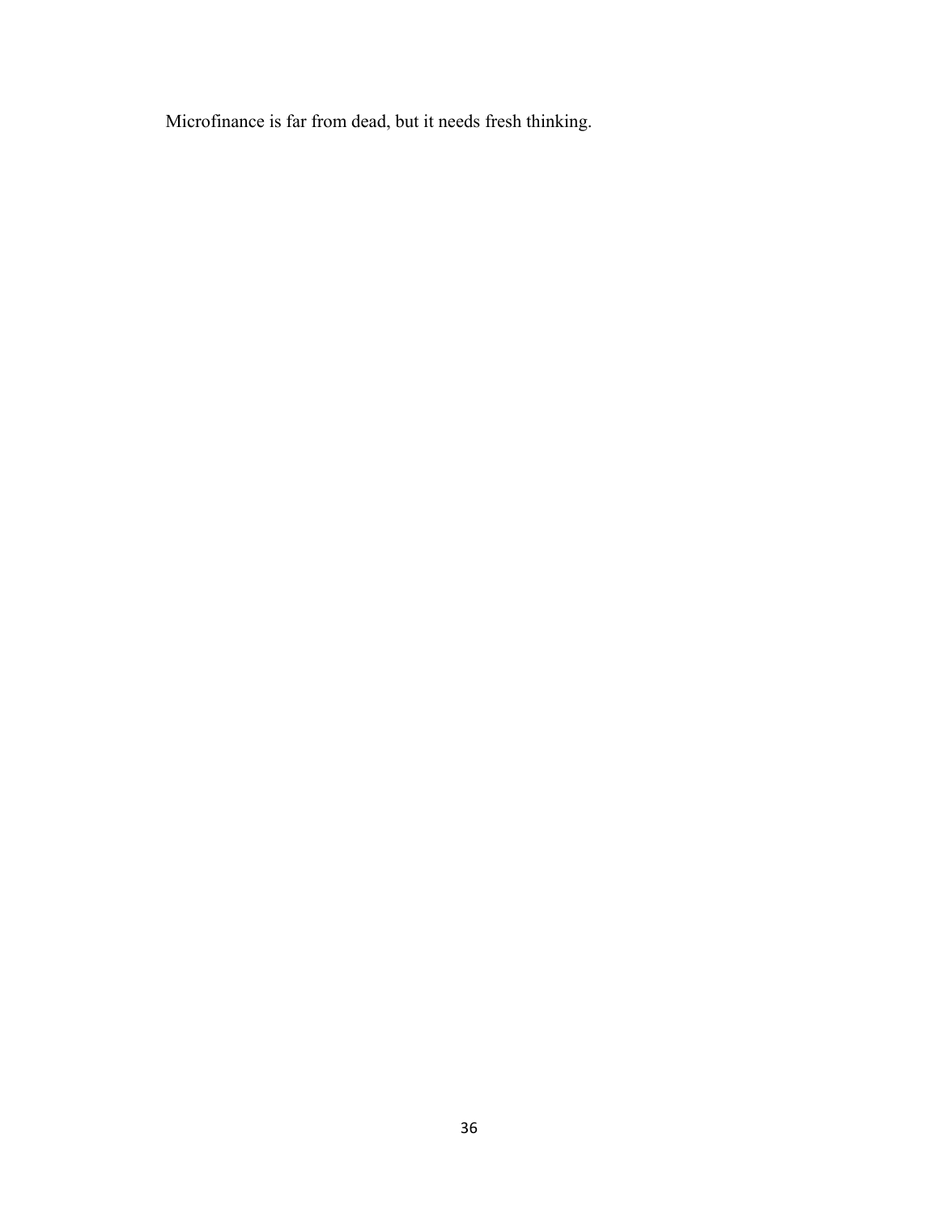Microfinance is far from dead, but it needs fresh thinking.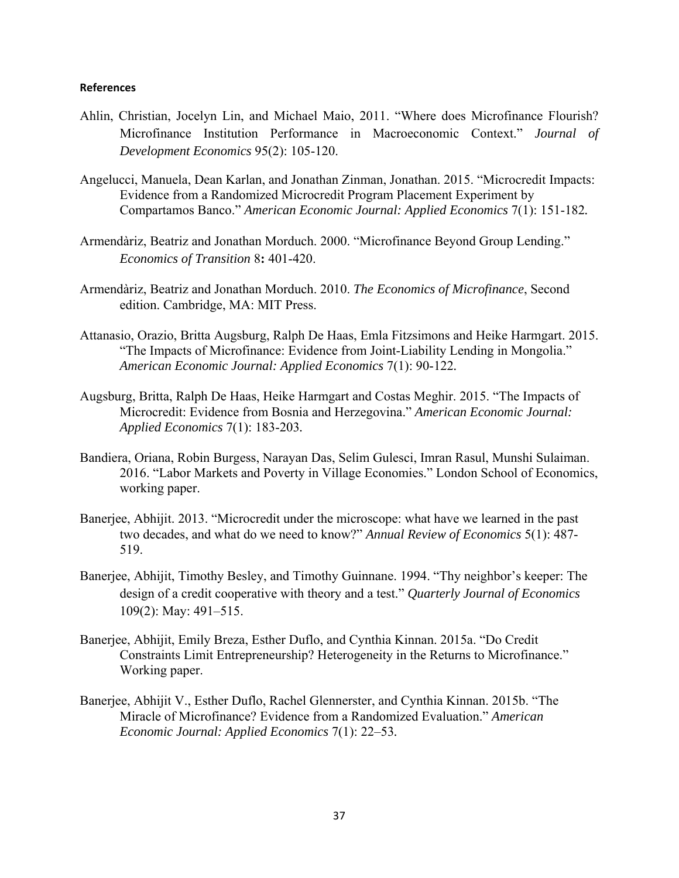**References**

Ahlin, Christian, Jocelyn Lin, and Michael Maio, 2011. "Where does Microfinance Flourish? Microfinance Institution Performance in Macroeconomic Context." *Journal of Development Economics* 95(2): 105-120.

Angelucci, Manuela, Dean Karlan, and Jonathan Zinman, Jonathan. 2015. "Microcredit Impacts: Evidence from a Randomized Microcredit Program Placement Experiment by Compartamos Banco." *American Economic Journal: Applied Economics* 7(1): 151-182.

Armendàriz, Beatriz and Jonathan Morduch. 2000. "Microfinance Beyond Group Lending." *Economics of Transition* 8**:** 401-420.

Armendàriz, Beatriz and Jonathan Morduch. 2010. *The Economics of Microfinance*, Second edition. Cambridge, MA: MIT Press.

Attanasio, Orazio, Britta Augsburg, Ralph De Haas, Emla Fitzsimons and Heike Harmgart. 2015. "The Impacts of Microfinance: Evidence from Joint-Liability Lending in Mongolia." *American Economic Journal: Applied Economics* 7(1): 90-122.

Augsburg, Britta, Ralph De Haas, Heike Harmgart and Costas Meghir. 2015. "The Impacts of Microcredit: Evidence from Bosnia and Herzegovina." *American Economic Journal: Applied Economics* 7(1): 183-203.

Bandiera, Oriana, Robin Burgess, Narayan Das, Selim Gulesci, Imran Rasul, Munshi Sulaiman. 2016. "Labor Markets and Poverty in Village Economies." London School of Economics, working paper.

Banerjee, Abhijit. 2013. "Microcredit under the microscope: what have we learned in the past two decades, and what do we need to know?" *Annual Review of Economics* 5(1): 487-519.

Banerjee, Abhijit, Timothy Besley, and Timothy Guinnane. 1994. "Thy neighbor's keeper: The design of a credit cooperative with theory and a test." *Quarterly Journal of Economics* 109(2): May: 491–515.

Banerjee, Abhijit, Emily Breza, Esther Duflo, and Cynthia Kinnan. 2015a. "Do Credit Constraints Limit Entrepreneurship? Heterogeneity in the Returns to Microfinance." Working paper.

Banerjee, Abhijit V., Esther Duflo, Rachel Glennerster, and Cynthia Kinnan. 2015b. "The Miracle of Microfinance? Evidence from a Randomized Evaluation." *American Economic Journal: Applied Economics* 7(1): 22–53.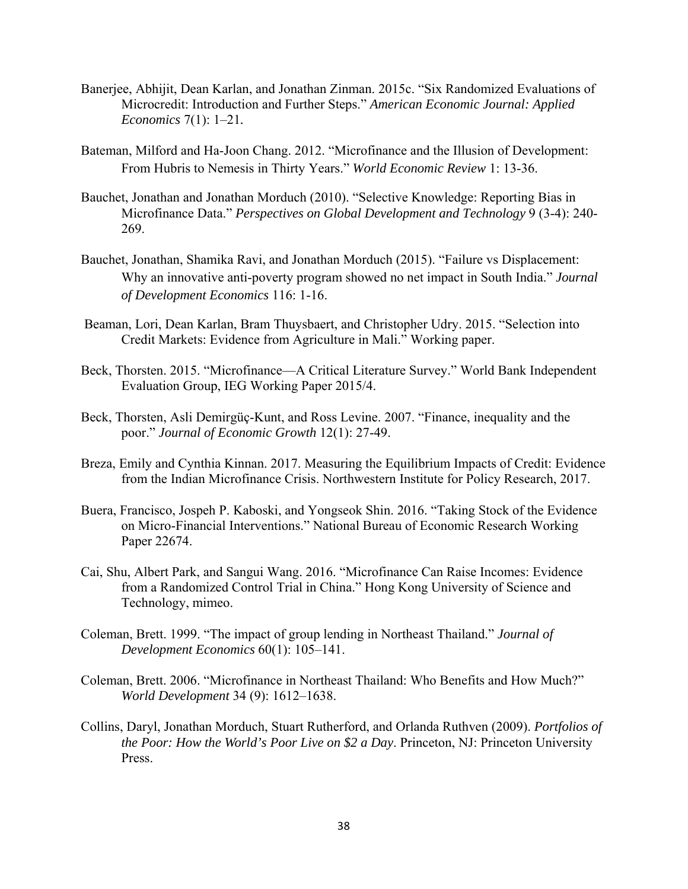Banerjee, Abhijit, Dean Karlan, and Jonathan Zinman. 2015c. "Six Randomized Evaluations of Microcredit: Introduction and Further Steps." *American Economic Journal: Applied Economics* 7(1): 1–21.

Bateman, Milford and Ha-Joon Chang. 2012. "Microfinance and the Illusion of Development: From Hubris to Nemesis in Thirty Years." *World Economic Review* 1: 13-36.

Bauchet, Jonathan and Jonathan Morduch (2010). "Selective Knowledge: Reporting Bias in Microfinance Data." *Perspectives on Global Development and Technology* 9 (3-4): 240-269.

Bauchet, Jonathan, Shamika Ravi, and Jonathan Morduch (2015). "Failure vs Displacement: Why an innovative anti-poverty program showed no net impact in South India." *Journal of Development Economics* 116: 1-16.

Beaman, Lori, Dean Karlan, Bram Thuysbaert, and Christopher Udry. 2015. "Selection into Credit Markets: Evidence from Agriculture in Mali." Working paper.

Beck, Thorsten. 2015. "Microfinance—A Critical Literature Survey." World Bank Independent Evaluation Group, IEG Working Paper 2015/4.

Beck, Thorsten, Asli Demirgüç-Kunt, and Ross Levine. 2007. "Finance, inequality and the poor." *Journal of Economic Growth* 12(1): 27-49.

Breza, Emily and Cynthia Kinnan. 2017. Measuring the Equilibrium Impacts of Credit: Evidence from the Indian Microfinance Crisis. Northwestern Institute for Policy Research, 2017.

Buera, Francisco, Jospeh P. Kaboski, and Yongseok Shin. 2016. "Taking Stock of the Evidence on Micro-Financial Interventions." National Bureau of Economic Research Working Paper 22674.

Cai, Shu, Albert Park, and Sangui Wang. 2016. "Microfinance Can Raise Incomes: Evidence from a Randomized Control Trial in China." Hong Kong University of Science and Technology, mimeo.

Coleman, Brett. 1999. "The impact of group lending in Northeast Thailand." *Journal of Development Economics* 60(1): 105–141.

Coleman, Brett. 2006. "Microfinance in Northeast Thailand: Who Benefits and How Much?" *World Development* 34 (9): 1612–1638.

Collins, Daryl, Jonathan Morduch, Stuart Rutherford, and Orlanda Ruthven (2009). *Portfolios of the Poor: How the World's Poor Live on $2 a Day*. Princeton, NJ: Princeton University Press.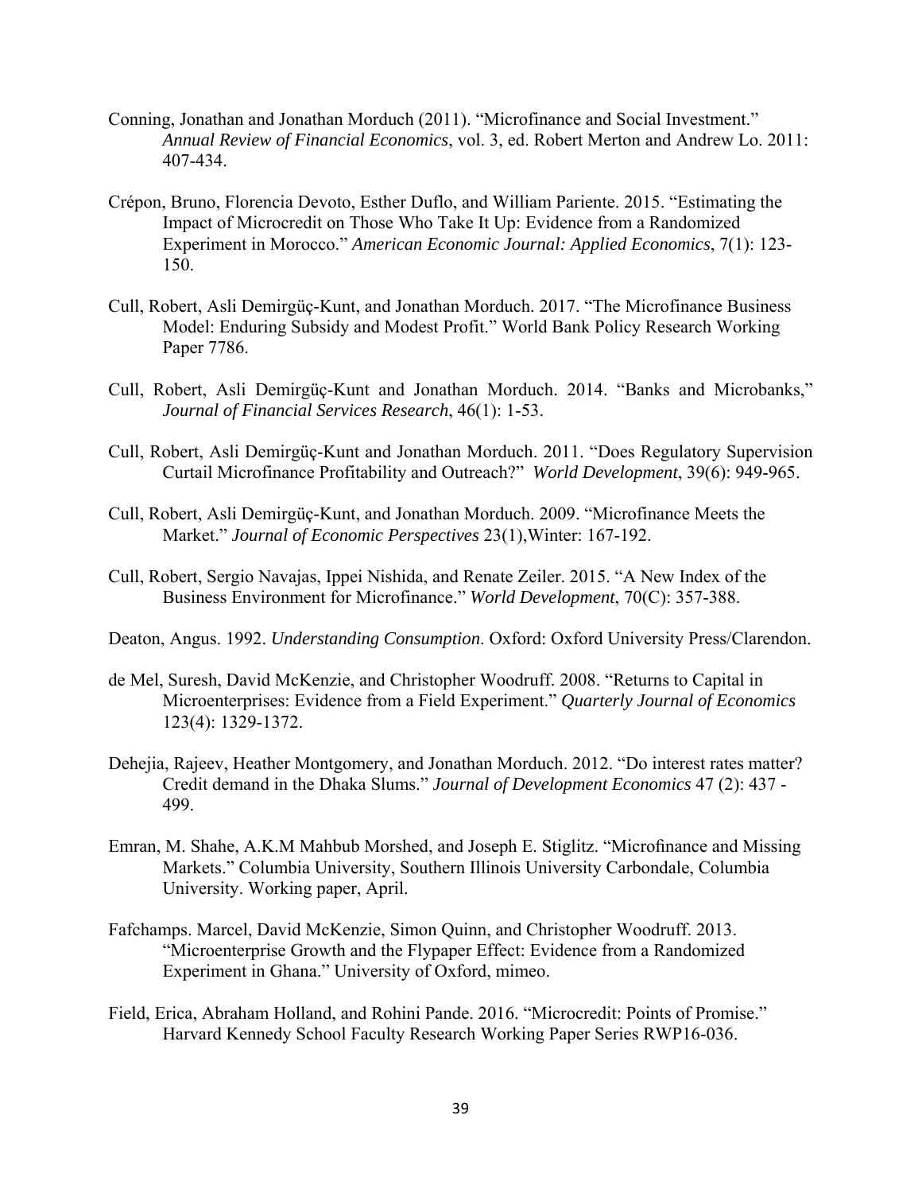Conning, Jonathan and Jonathan Morduch (2011). "Microfinance and Social Investment." *Annual Review of Financial Economics*, vol. 3, ed. Robert Merton and Andrew Lo. 2011: 407-434.

Crépon, Bruno, Florencia Devoto, Esther Duflo, and William Pariente. 2015. "Estimating the Impact of Microcredit on Those Who Take It Up: Evidence from a Randomized Experiment in Morocco." *American Economic Journal: Applied Economics*, 7(1): 123-150.

Cull, Robert, Asli Demirgüç-Kunt, and Jonathan Morduch. 2017. "The Microfinance Business Model: Enduring Subsidy and Modest Profit." World Bank Policy Research Working Paper 7786.

Cull, Robert, Asli Demirgüç-Kunt and Jonathan Morduch. 2014. "Banks and Microbanks," *Journal of Financial Services Research*, 46(1): 1-53.

Cull, Robert, Asli Demirgüç-Kunt and Jonathan Morduch. 2011. "Does Regulatory Supervision Curtail Microfinance Profitability and Outreach?" *World Development*, 39(6): 949-965.

Cull, Robert, Asli Demirgüç-Kunt, and Jonathan Morduch. 2009. "Microfinance Meets the Market." *Journal of Economic Perspectives* 23(1),Winter: 167-192.

Cull, Robert, Sergio Navajas, Ippei Nishida, and Renate Zeiler. 2015. "A New Index of the Business Environment for Microfinance." *World Development*, 70(C): 357-388.

Deaton, Angus. 1992. *Understanding Consumption*. Oxford: Oxford University Press/Clarendon.

de Mel, Suresh, David McKenzie, and Christopher Woodruff. 2008. "Returns to Capital in Microenterprises: Evidence from a Field Experiment." *Quarterly Journal of Economics* 123(4): 1329-1372.

Dehejia, Rajeev, Heather Montgomery, and Jonathan Morduch. 2012. "Do interest rates matter? Credit demand in the Dhaka Slums." *Journal of Development Economics* 47 (2): 437 - 499.

Emran, M. Shahe, A.K.M Mahbub Morshed, and Joseph E. Stiglitz. "Microfinance and Missing Markets." Columbia University, Southern Illinois University Carbondale, Columbia University. Working paper, April.

Fafchamps. Marcel, David McKenzie, Simon Quinn, and Christopher Woodruff. 2013. "Microenterprise Growth and the Flypaper Effect: Evidence from a Randomized Experiment in Ghana." University of Oxford, mimeo.

Field, Erica, Abraham Holland, and Rohini Pande. 2016. "Microcredit: Points of Promise." Harvard Kennedy School Faculty Research Working Paper Series RWP16-036.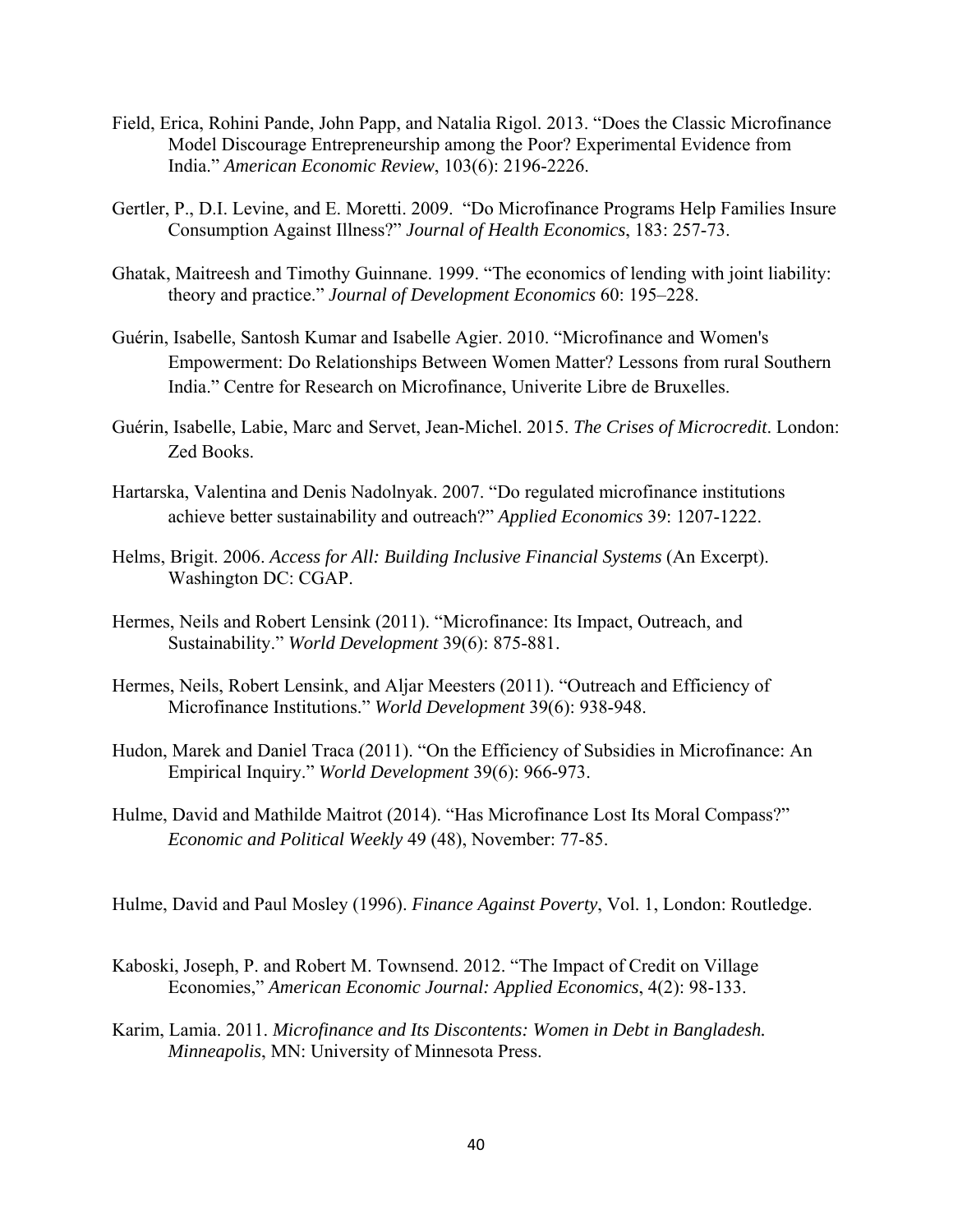Field, Erica, Rohini Pande, John Papp, and Natalia Rigol. 2013. "Does the Classic Microfinance Model Discourage Entrepreneurship among the Poor? Experimental Evidence from India." *American Economic Review*, 103(6): 2196-2226.

Gertler, P., D.I. Levine, and E. Moretti. 2009. "Do Microfinance Programs Help Families Insure Consumption Against Illness?" *Journal of Health Economics*, 183: 257-73.

Ghatak, Maitreesh and Timothy Guinnane. 1999. "The economics of lending with joint liability: theory and practice." *Journal of Development Economics* 60: 195–228.

Guérin, Isabelle, Santosh Kumar and Isabelle Agier. 2010. "Microfinance and Women's Empowerment: Do Relationships Between Women Matter? Lessons from rural Southern India." Centre for Research on Microfinance, Univerite Libre de Bruxelles.

Guérin, Isabelle, Labie, Marc and Servet, Jean-Michel. 2015. *The Crises of Microcredit*. London: Zed Books.

Hartarska, Valentina and Denis Nadolnyak. 2007. "Do regulated microfinance institutions achieve better sustainability and outreach?" *Applied Economics* 39: 1207-1222.

Helms, Brigit. 2006. *Access for All: Building Inclusive Financial Systems* (An Excerpt). Washington DC: CGAP.

Hermes, Neils and Robert Lensink (2011). "Microfinance: Its Impact, Outreach, and Sustainability." *World Development* 39(6): 875-881.

Hermes, Neils, Robert Lensink, and Aljar Meesters (2011). "Outreach and Efficiency of Microfinance Institutions." *World Development* 39(6): 938-948.

Hudon, Marek and Daniel Traca (2011). "On the Efficiency of Subsidies in Microfinance: An Empirical Inquiry." *World Development* 39(6): 966-973.

Hulme, David and Mathilde Maitrot (2014). "Has Microfinance Lost Its Moral Compass?" *Economic and Political Weekly* 49 (48), November: 77-85.

Hulme, David and Paul Mosley (1996). *Finance Against Poverty*, Vol. 1, London: Routledge.

Kaboski, Joseph, P. and Robert M. Townsend. 2012. "The Impact of Credit on Village Economies," *American Economic Journal: Applied Economics*, 4(2): 98-133.

Karim, Lamia. 2011. *Microfinance and Its Discontents: Women in Debt in Bangladesh. Minneapolis*, MN: University of Minnesota Press.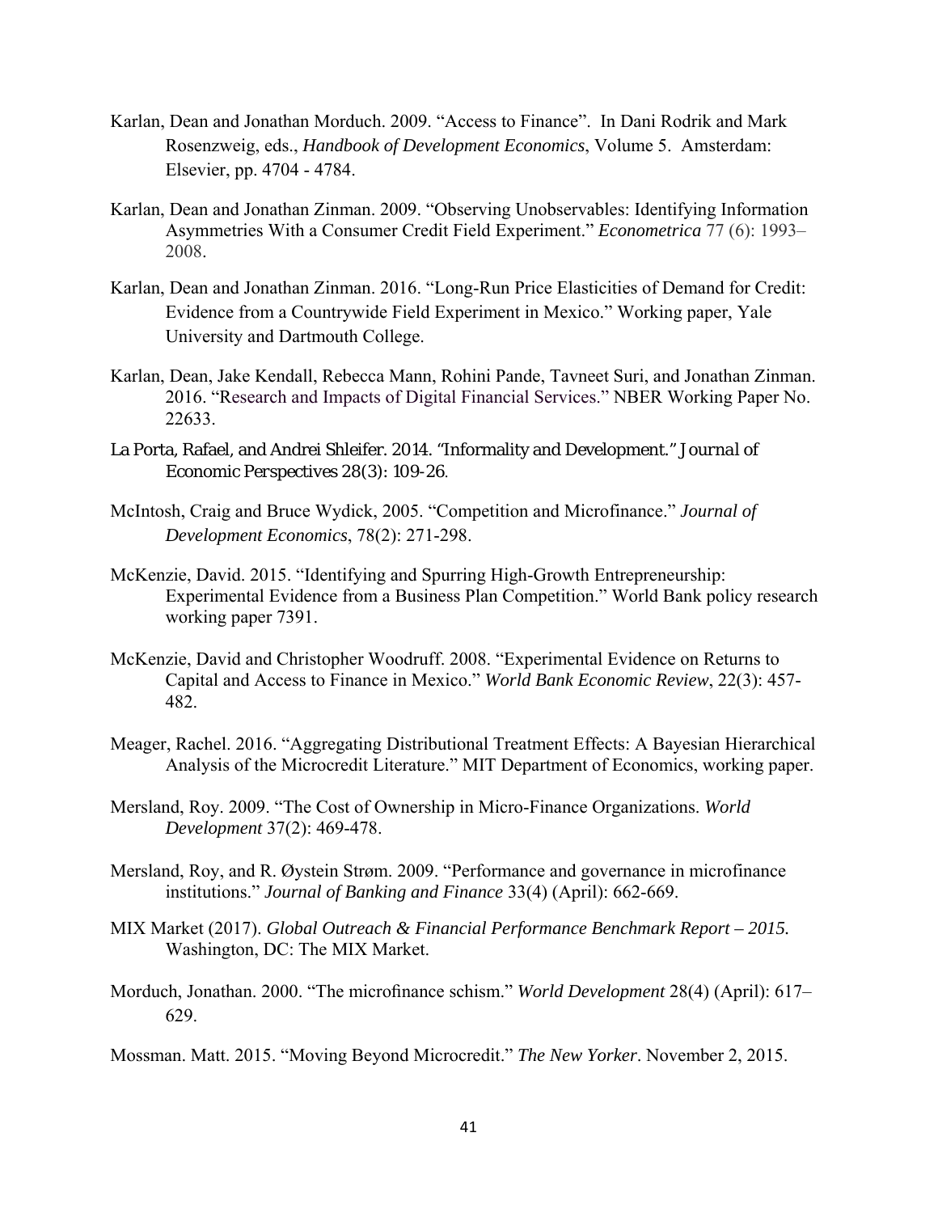Karlan, Dean and Jonathan Morduch. 2009. "Access to Finance". In Dani Rodrik and Mark Rosenzweig, eds., *Handbook of Development Economics*, Volume 5. Amsterdam: Elsevier, pp. 4704 - 4784.

Karlan, Dean and Jonathan Zinman. 2009. "Observing Unobservables: Identifying Information Asymmetries With a Consumer Credit Field Experiment." *Econometrica* 77 (6): 1993–2008.

Karlan, Dean and Jonathan Zinman. 2016. "Long-Run Price Elasticities of Demand for Credit: Evidence from a Countrywide Field Experiment in Mexico." Working paper, Yale University and Dartmouth College.

Karlan, Dean, Jake Kendall, Rebecca Mann, Rohini Pande, Tavneet Suri, and Jonathan Zinman. 2016. "Research and Impacts of Digital Financial Services." NBER Working Paper No. 22633.

La Porta, Rafael, and Andrei Shleifer. 2014. "Informality and Development." *Journal of Economic Perspectives* 28(3): 109-26.

McIntosh, Craig and Bruce Wydick, 2005. "Competition and Microfinance." *Journal of Development Economics*, 78(2): 271-298.

McKenzie, David. 2015. "Identifying and Spurring High-Growth Entrepreneurship: Experimental Evidence from a Business Plan Competition." World Bank policy research working paper 7391.

McKenzie, David and Christopher Woodruff. 2008. "Experimental Evidence on Returns to Capital and Access to Finance in Mexico." *World Bank Economic Review*, 22(3): 457-482.

Meager, Rachel. 2016. "Aggregating Distributional Treatment Effects: A Bayesian Hierarchical Analysis of the Microcredit Literature." MIT Department of Economics, working paper.

Mersland, Roy. 2009. "The Cost of Ownership in Micro-Finance Organizations. *World Development* 37(2): 469-478.

Mersland, Roy, and R. Øystein Strøm. 2009. "Performance and governance in microfinance institutions." *Journal of Banking and Finance* 33(4) (April): 662-669.

MIX Market (2017). *Global Outreach & Financial Performance Benchmark Report – 2015.* Washington, DC: The MIX Market.

Morduch, Jonathan. 2000. "The microfinance schism." *World Development* 28(4) (April): 617–629.

Mossman. Matt. 2015. "Moving Beyond Microcredit." *The New Yorker*. November 2, 2015.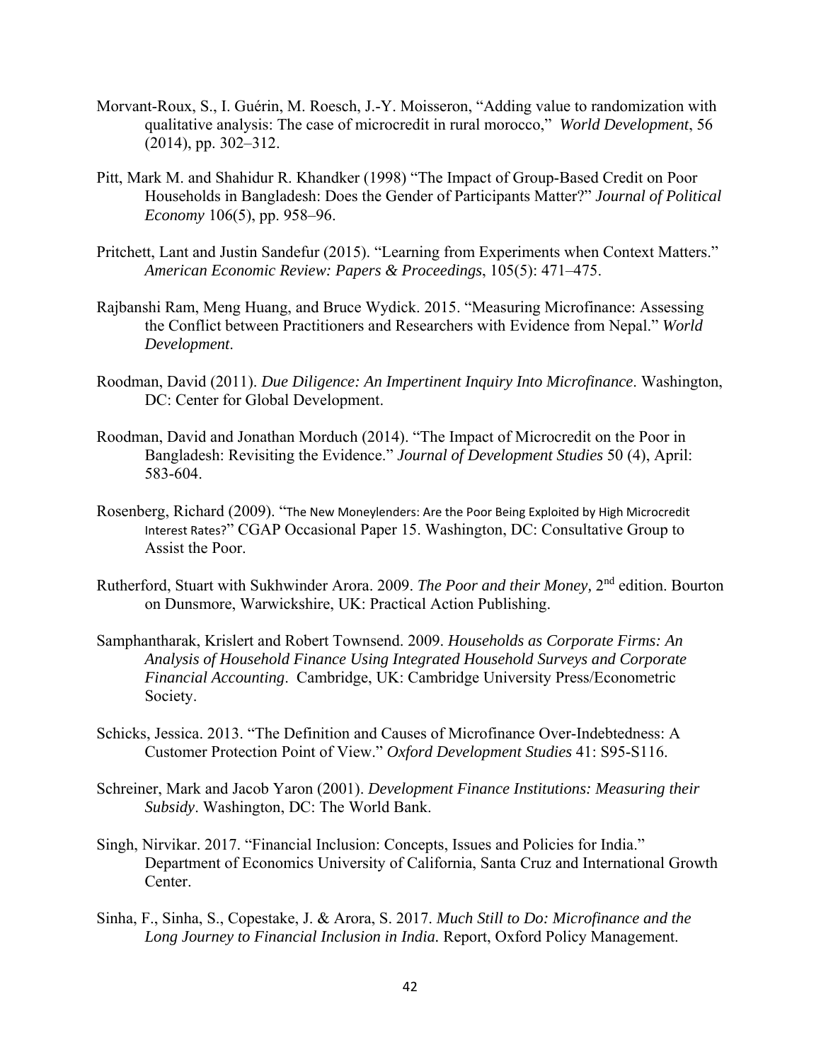Morvant-Roux, S., I. Guérin, M. Roesch, J.-Y. Moisseron, "Adding value to randomization with qualitative analysis: The case of microcredit in rural morocco," *World Development*, 56 (2014), pp. 302–312.

Pitt, Mark M. and Shahidur R. Khandker (1998) "The Impact of Group-Based Credit on Poor Households in Bangladesh: Does the Gender of Participants Matter?" *Journal of Political Economy* 106(5), pp. 958–96.

Pritchett, Lant and Justin Sandefur (2015). "Learning from Experiments when Context Matters." *American Economic Review: Papers & Proceedings*, 105(5): 471–475.

Rajbanshi Ram, Meng Huang, and Bruce Wydick. 2015. "Measuring Microfinance: Assessing the Conflict between Practitioners and Researchers with Evidence from Nepal." *World Development*.

Roodman, David (2011). *Due Diligence: An Impertinent Inquiry Into Microfinance.* Washington, DC: Center for Global Development.

Roodman, David and Jonathan Morduch (2014). "The Impact of Microcredit on the Poor in Bangladesh: Revisiting the Evidence." *Journal of Development Studies* 50 (4), April: 583-604.

Rosenberg, Richard (2009). "The New Moneylenders: Are the Poor Being Exploited by High Microcredit Interest Rates?" CGAP Occasional Paper 15. Washington, DC: Consultative Group to Assist the Poor.

Rutherford, Stuart with Sukhwinder Arora. 2009. *The Poor and their Money,* 2nd edition. Bourton on Dunsmore, Warwickshire, UK: Practical Action Publishing.

Samphantharak, Krislert and Robert Townsend. 2009. *Households as Corporate Firms: An Analysis of Household Finance Using Integrated Household Surveys and Corporate Financial Accounting*. Cambridge, UK: Cambridge University Press/Econometric Society.

Schicks, Jessica. 2013. "The Definition and Causes of Microfinance Over-Indebtedness: A Customer Protection Point of View." *Oxford Development Studies* 41: S95-S116.

Schreiner, Mark and Jacob Yaron (2001). *Development Finance Institutions: Measuring their Subsidy*. Washington, DC: The World Bank.

Singh, Nirvikar. 2017. "Financial Inclusion: Concepts, Issues and Policies for India." Department of Economics University of California, Santa Cruz and International Growth Center.

Sinha, F., Sinha, S., Copestake, J. & Arora, S. 2017. *Much Still to Do: Microfinance and the Long Journey to Financial Inclusion in India.* Report, Oxford Policy Management.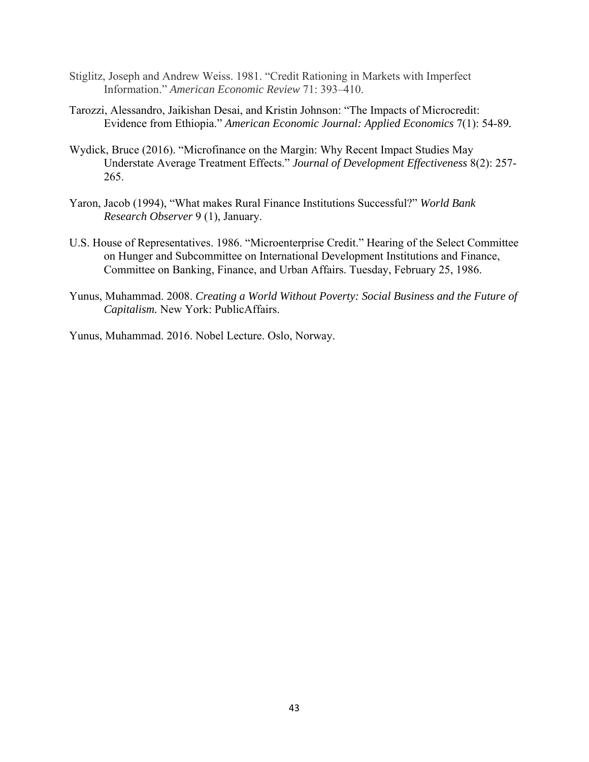Stiglitz, Joseph and Andrew Weiss. 1981. "Credit Rationing in Markets with Imperfect Information." *American Economic Review* 71: 393–410.

Tarozzi, Alessandro, Jaikishan Desai, and Kristin Johnson: "The Impacts of Microcredit: Evidence from Ethiopia." *American Economic Journal: Applied Economics* 7(1): 54-89.

Wydick, Bruce (2016). "Microfinance on the Margin: Why Recent Impact Studies May Understate Average Treatment Effects." *Journal of Development Effectiveness* 8(2): 257-265.

Yaron, Jacob (1994), "What makes Rural Finance Institutions Successful?" *World Bank Research Observer* 9 (1), January.

U.S. House of Representatives. 1986. "Microenterprise Credit." Hearing of the Select Committee on Hunger and Subcommittee on International Development Institutions and Finance, Committee on Banking, Finance, and Urban Affairs. Tuesday, February 25, 1986.

Yunus, Muhammad. 2008. *Creating a World Without Poverty: Social Business and the Future of Capitalism.* New York: PublicAffairs.

Yunus, Muhammad. 2016. Nobel Lecture. Oslo, Norway.